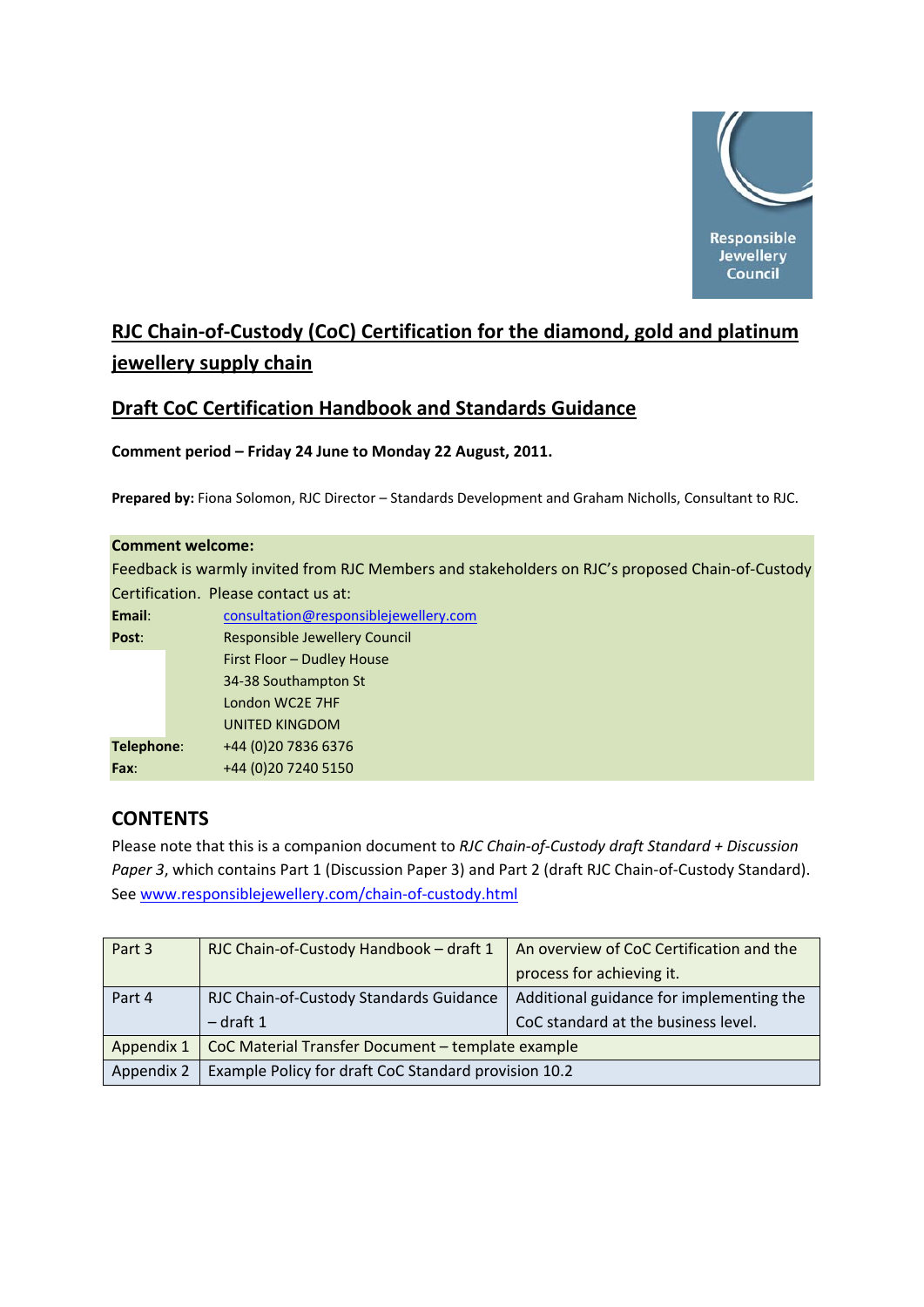Responsible Jewellery Council

# RJC Chain-of-Custody (CoC) Certification for the diamond, gold and platinum jewellery supply chain

## Draft CoC Certification Handbook and Standards Guidance

**Comment period – Friday 24 June to Monday 22 August, 2011.**

**Prepared by:** Fiona Solomon, RJC Director – Standards Development and Graham Nicholls, Consultant to RJC.

**Comment welcome:**

Feedback is warmly invited from RJC Members and stakeholders on RJC's proposed Chain-of-Custody Certification. Please contact us at:

**Email**: consultation@responsiblejewellery.com

**Post**: Responsible Jewellery Council
First Floor – Dudley House
34-38 Southampton St
London WC2E 7HF
UNITED KINGDOM

**Telephone**: +44 (0)20 7836 6376

**Fax**: +44 (0)20 7240 5150

## CONTENTS

Please note that this is a companion document to *RJC Chain-of-Custody draft Standard + Discussion Paper 3*, which contains Part 1 (Discussion Paper 3) and Part 2 (draft RJC Chain-of-Custody Standard). See www.responsiblejewellery.com/chain-of-custody.html

| | | |
|---|---|---|
| Part 3 | RJC Chain-of-Custody Handbook – draft 1 | An overview of CoC Certification and the process for achieving it. |
| Part 4 | RJC Chain-of-Custody Standards Guidance – draft 1 | Additional guidance for implementing the CoC standard at the business level. |
| Appendix 1 | CoC Material Transfer Document – template example | |
| Appendix 2 | Example Policy for draft CoC Standard provision 10.2 | |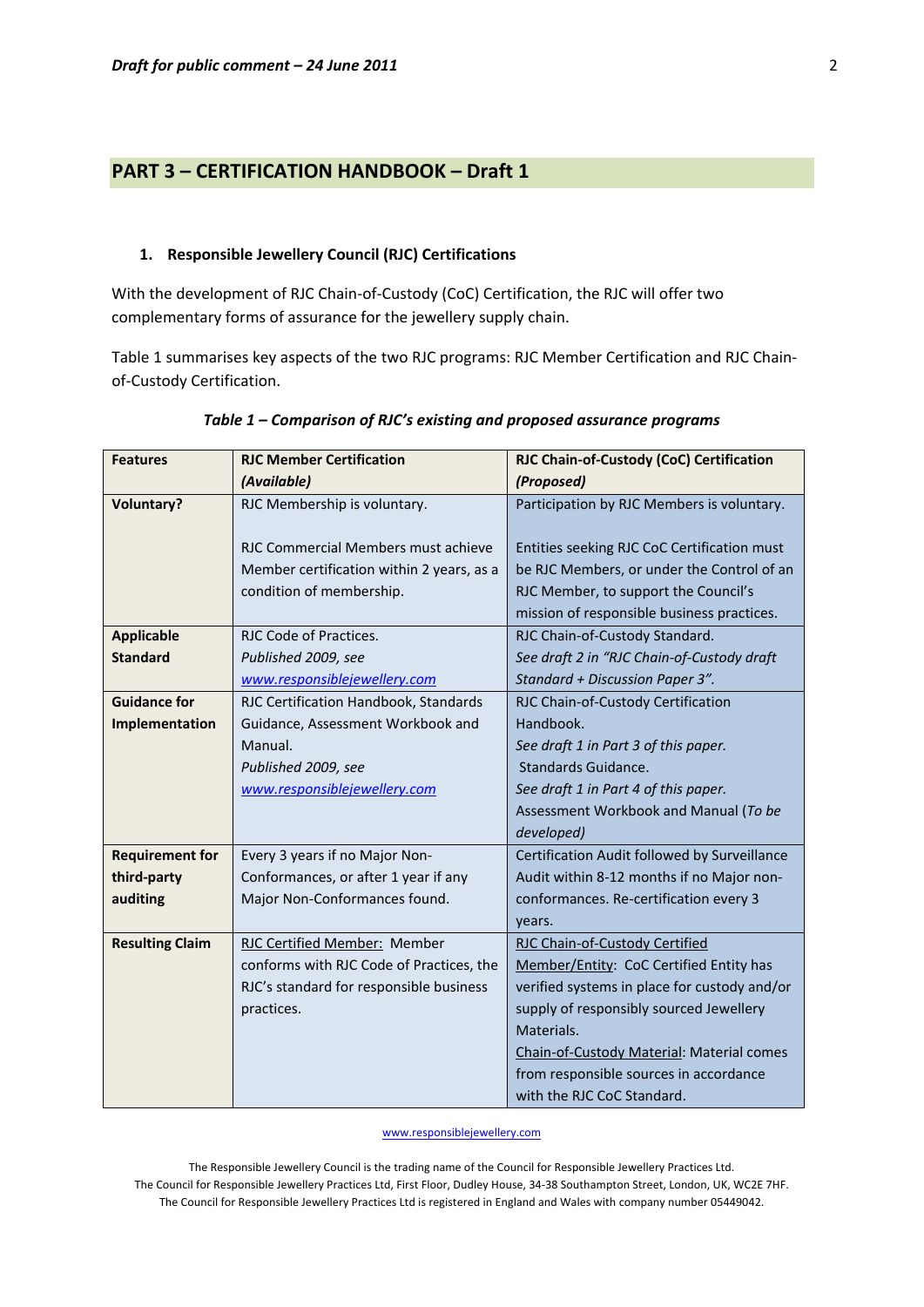## PART 3 – CERTIFICATION HANDBOOK – Draft 1

### 1. Responsible Jewellery Council (RJC) Certifications

With the development of RJC Chain-of-Custody (CoC) Certification, the RJC will offer two complementary forms of assurance for the jewellery supply chain.

Table 1 summarises key aspects of the two RJC programs: RJC Member Certification and RJC Chain-of-Custody Certification.

***Table 1 – Comparison of RJC's existing and proposed assurance programs***

| **Features** | **RJC Member Certification** ***(Available)*** | **RJC Chain-of-Custody (CoC) Certification** ***(Proposed)*** |
|---|---|---|
| **Voluntary?** | RJC Membership is voluntary.<br><br>RJC Commercial Members must achieve Member certification within 2 years, as a condition of membership. | Participation by RJC Members is voluntary.<br><br>Entities seeking RJC CoC Certification must be RJC Members, or under the Control of an RJC Member, to support the Council's mission of responsible business practices. |
| **Applicable Standard** | RJC Code of Practices.<br>*Published 2009, see www.responsiblejewellery.com* | RJC Chain-of-Custody Standard.<br>*See draft 2 in "RJC Chain-of-Custody draft Standard + Discussion Paper 3".* |
| **Guidance for Implementation** | RJC Certification Handbook, Standards Guidance, Assessment Workbook and Manual.<br>*Published 2009, see www.responsiblejewellery.com* | RJC Chain-of-Custody Certification Handbook.<br>*See draft 1 in Part 3 of this paper.*<br>Standards Guidance.<br>*See draft 1 in Part 4 of this paper.*<br>Assessment Workbook and Manual (*To be developed)* |
| **Requirement for third-party auditing** | Every 3 years if no Major Non-Conformances, or after 1 year if any Major Non-Conformances found. | Certification Audit followed by Surveillance Audit within 8-12 months if no Major non-conformances. Re-certification every 3 years. |
| **Resulting Claim** | RJC Certified Member: Member conforms with RJC Code of Practices, the RJC's standard for responsible business practices. | RJC Chain-of-Custody Certified Member/Entity: CoC Certified Entity has verified systems in place for custody and/or supply of responsibly sourced Jewellery Materials.<br>Chain-of-Custody Material: Material comes from responsible sources in accordance with the RJC CoC Standard. |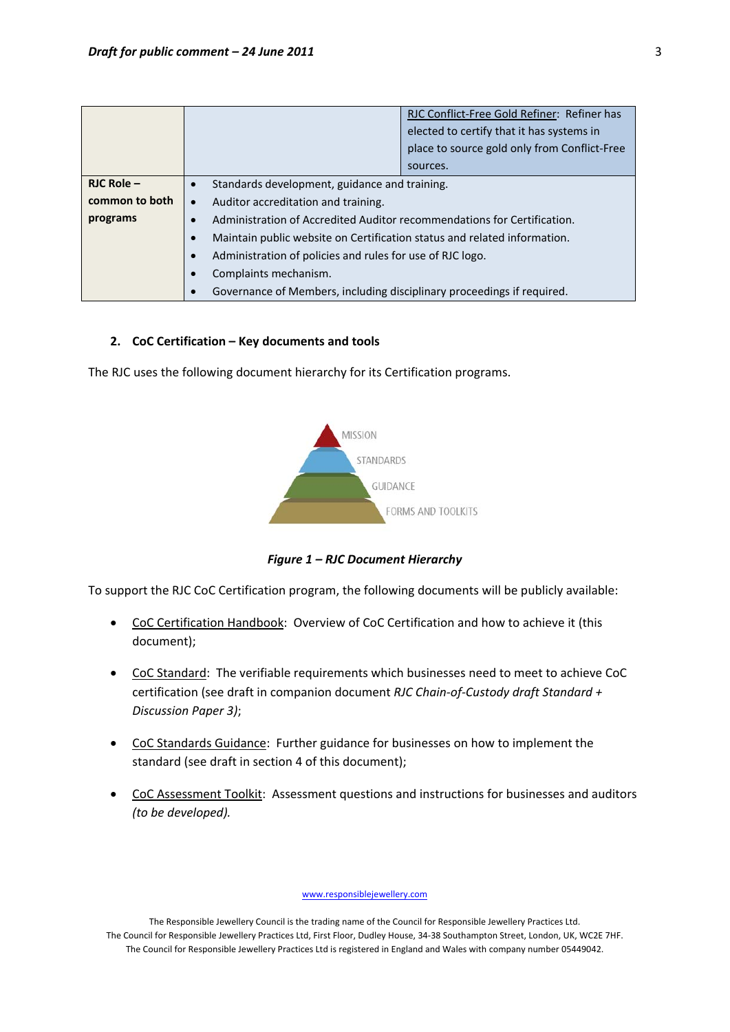| | | |
|---|---|---|
| | | RJC Conflict-Free Gold Refiner: Refiner has elected to certify that it has systems in place to source gold only from Conflict-Free sources. |
| **RJC Role – common to both programs** | • Standards development, guidance and training.<br>• Auditor accreditation and training.<br>• Administration of Accredited Auditor recommendations for Certification.<br>• Maintain public website on Certification status and related information.<br>• Administration of policies and rules for use of RJC logo.<br>• Complaints mechanism.<br>• Governance of Members, including disciplinary proceedings if required. | |

## 2. CoC Certification – Key documents and tools

The RJC uses the following document hierarchy for its Certification programs.

MISSION

STANDARDS

GUIDANCE

FORMS AND TOOLKITS

***Figure 1 – RJC Document Hierarchy***

To support the RJC CoC Certification program, the following documents will be publicly available:

- CoC Certification Handbook: Overview of CoC Certification and how to achieve it (this document);
- CoC Standard: The verifiable requirements which businesses need to meet to achieve CoC certification (see draft in companion document *RJC Chain-of-Custody draft Standard + Discussion Paper 3)*;
- CoC Standards Guidance: Further guidance for businesses on how to implement the standard (see draft in section 4 of this document);
- CoC Assessment Toolkit: Assessment questions and instructions for businesses and auditors *(to be developed).*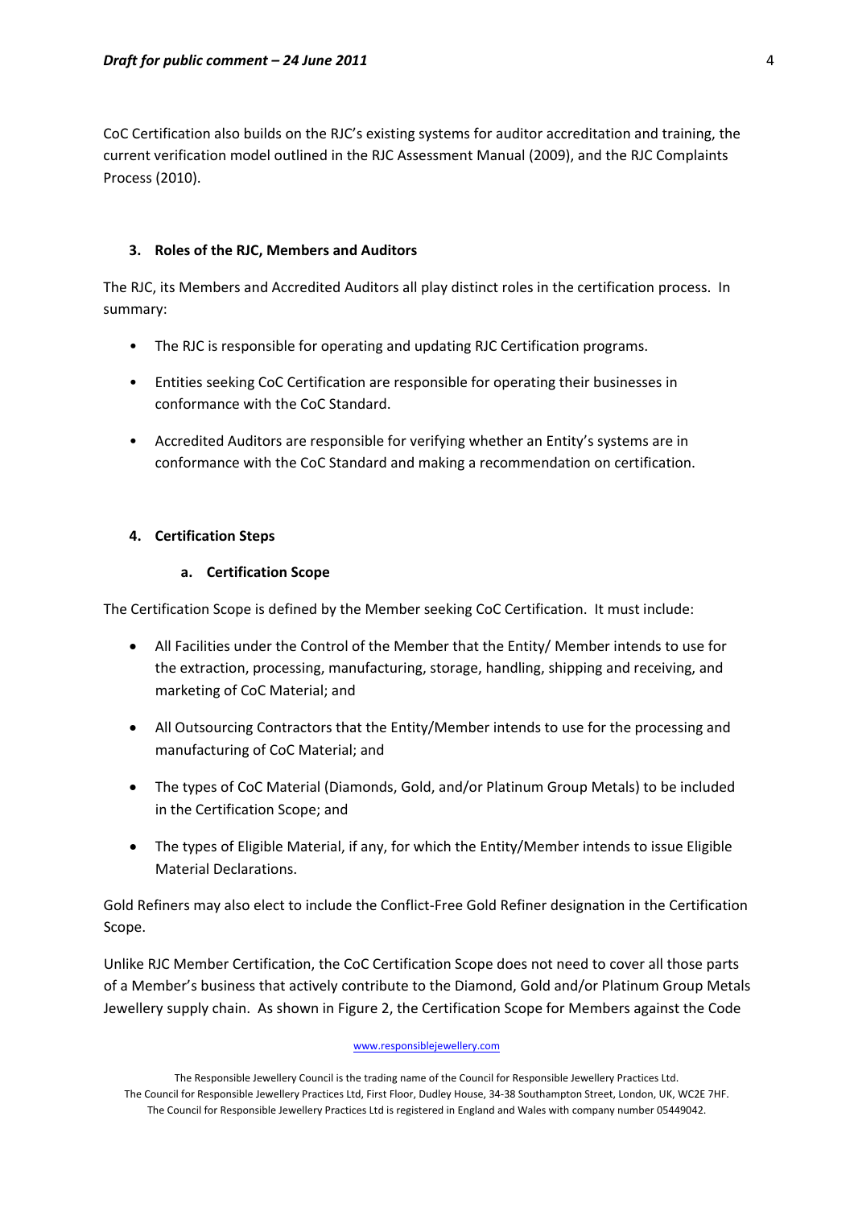CoC Certification also builds on the RJC's existing systems for auditor accreditation and training, the current verification model outlined in the RJC Assessment Manual (2009), and the RJC Complaints Process (2010).

## 3. Roles of the RJC, Members and Auditors

The RJC, its Members and Accredited Auditors all play distinct roles in the certification process. In summary:

- The RJC is responsible for operating and updating RJC Certification programs.
- Entities seeking CoC Certification are responsible for operating their businesses in conformance with the CoC Standard.
- Accredited Auditors are responsible for verifying whether an Entity's systems are in conformance with the CoC Standard and making a recommendation on certification.

## 4. Certification Steps

### a. Certification Scope

The Certification Scope is defined by the Member seeking CoC Certification. It must include:

- All Facilities under the Control of the Member that the Entity/ Member intends to use for the extraction, processing, manufacturing, storage, handling, shipping and receiving, and marketing of CoC Material; and
- All Outsourcing Contractors that the Entity/Member intends to use for the processing and manufacturing of CoC Material; and
- The types of CoC Material (Diamonds, Gold, and/or Platinum Group Metals) to be included in the Certification Scope; and
- The types of Eligible Material, if any, for which the Entity/Member intends to issue Eligible Material Declarations.

Gold Refiners may also elect to include the Conflict-Free Gold Refiner designation in the Certification Scope.

Unlike RJC Member Certification, the CoC Certification Scope does not need to cover all those parts of a Member's business that actively contribute to the Diamond, Gold and/or Platinum Group Metals Jewellery supply chain. As shown in Figure 2, the Certification Scope for Members against the Code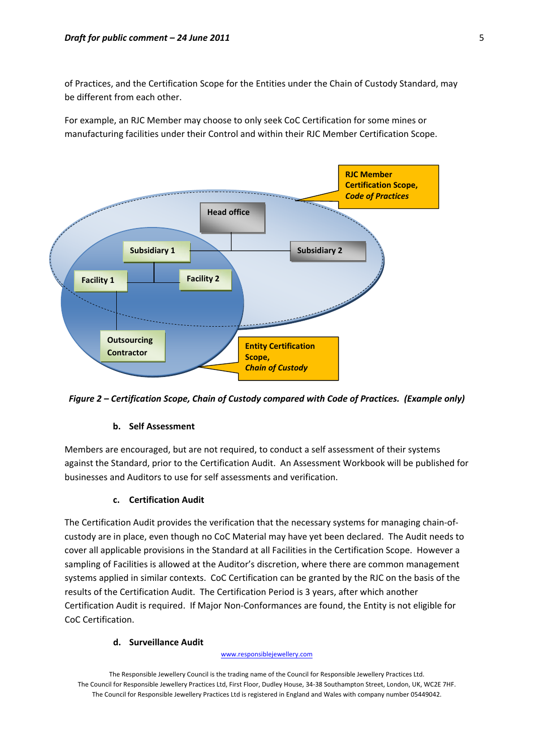of Practices, and the Certification Scope for the Entities under the Chain of Custody Standard, may be different from each other.

For example, an RJC Member may choose to only seek CoC Certification for some mines or manufacturing facilities under their Control and within their RJC Member Certification Scope.

**RJC Member Certification Scope, *Code of Practices***

Head office

Subsidiary 1

Subsidiary 2

Facility 1

Facility 2

Outsourcing Contractor

**Entity Certification Scope, *Chain of Custody***

***Figure 2 – Certification Scope, Chain of Custody compared with Code of Practices. (Example only)***

#### b. Self Assessment

Members are encouraged, but are not required, to conduct a self assessment of their systems against the Standard, prior to the Certification Audit. An Assessment Workbook will be published for businesses and Auditors to use for self assessments and verification.

#### c. Certification Audit

The Certification Audit provides the verification that the necessary systems for managing chain-of-custody are in place, even though no CoC Material may have yet been declared. The Audit needs to cover all applicable provisions in the Standard at all Facilities in the Certification Scope. However a sampling of Facilities is allowed at the Auditor's discretion, where there are common management systems applied in similar contexts. CoC Certification can be granted by the RJC on the basis of the results of the Certification Audit. The Certification Period is 3 years, after which another Certification Audit is required. If Major Non-Conformances are found, the Entity is not eligible for CoC Certification.

#### d. Surveillance Audit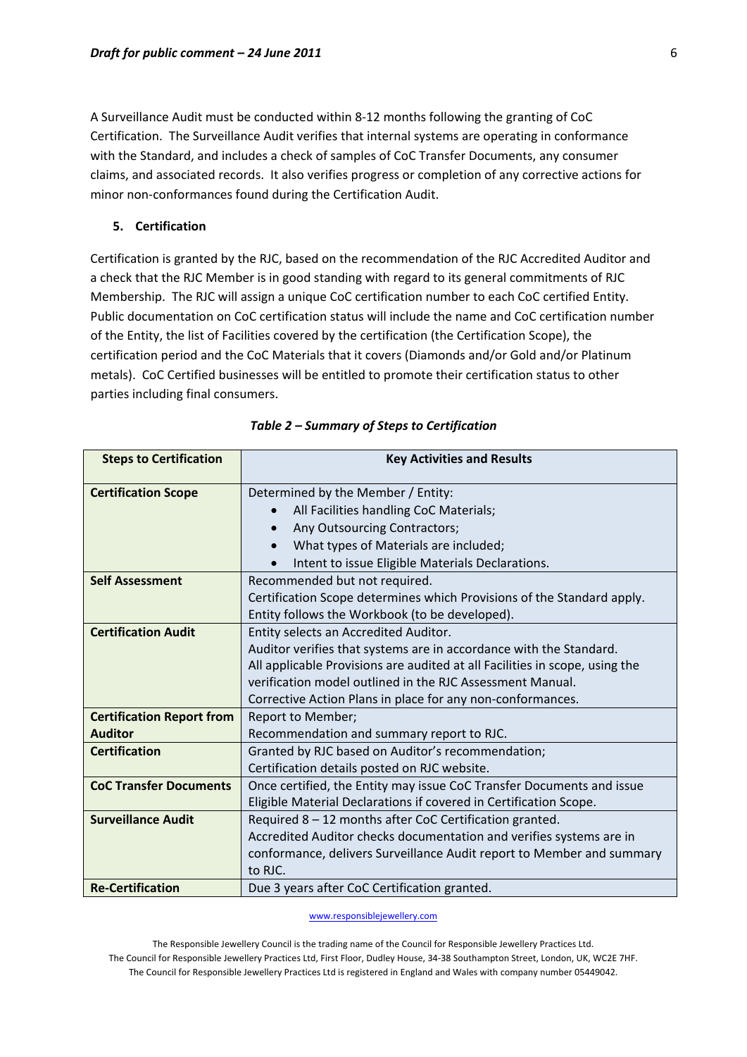A Surveillance Audit must be conducted within 8-12 months following the granting of CoC Certification. The Surveillance Audit verifies that internal systems are operating in conformance with the Standard, and includes a check of samples of CoC Transfer Documents, any consumer claims, and associated records. It also verifies progress or completion of any corrective actions for minor non-conformances found during the Certification Audit.

## 5. Certification

Certification is granted by the RJC, based on the recommendation of the RJC Accredited Auditor and a check that the RJC Member is in good standing with regard to its general commitments of RJC Membership. The RJC will assign a unique CoC certification number to each CoC certified Entity. Public documentation on CoC certification status will include the name and CoC certification number of the Entity, the list of Facilities covered by the certification (the Certification Scope), the certification period and the CoC Materials that it covers (Diamonds and/or Gold and/or Platinum metals). CoC Certified businesses will be entitled to promote their certification status to other parties including final consumers.

***Table 2 – Summary of Steps to Certification***

| Steps to Certification | Key Activities and Results |
|---|---|
| **Certification Scope** | Determined by the Member / Entity:<br>• All Facilities handling CoC Materials;<br>• Any Outsourcing Contractors;<br>• What types of Materials are included;<br>• Intent to issue Eligible Materials Declarations. |
| **Self Assessment** | Recommended but not required.<br>Certification Scope determines which Provisions of the Standard apply.<br>Entity follows the Workbook (to be developed). |
| **Certification Audit** | Entity selects an Accredited Auditor.<br>Auditor verifies that systems are in accordance with the Standard.<br>All applicable Provisions are audited at all Facilities in scope, using the verification model outlined in the RJC Assessment Manual.<br>Corrective Action Plans in place for any non-conformances. |
| **Certification Report from Auditor** | Report to Member;<br>Recommendation and summary report to RJC. |
| **Certification** | Granted by RJC based on Auditor's recommendation;<br>Certification details posted on RJC website. |
| **CoC Transfer Documents** | Once certified, the Entity may issue CoC Transfer Documents and issue Eligible Material Declarations if covered in Certification Scope. |
| **Surveillance Audit** | Required 8 – 12 months after CoC Certification granted.<br>Accredited Auditor checks documentation and verifies systems are in conformance, delivers Surveillance Audit report to Member and summary to RJC. |
| **Re-Certification** | Due 3 years after CoC Certification granted. |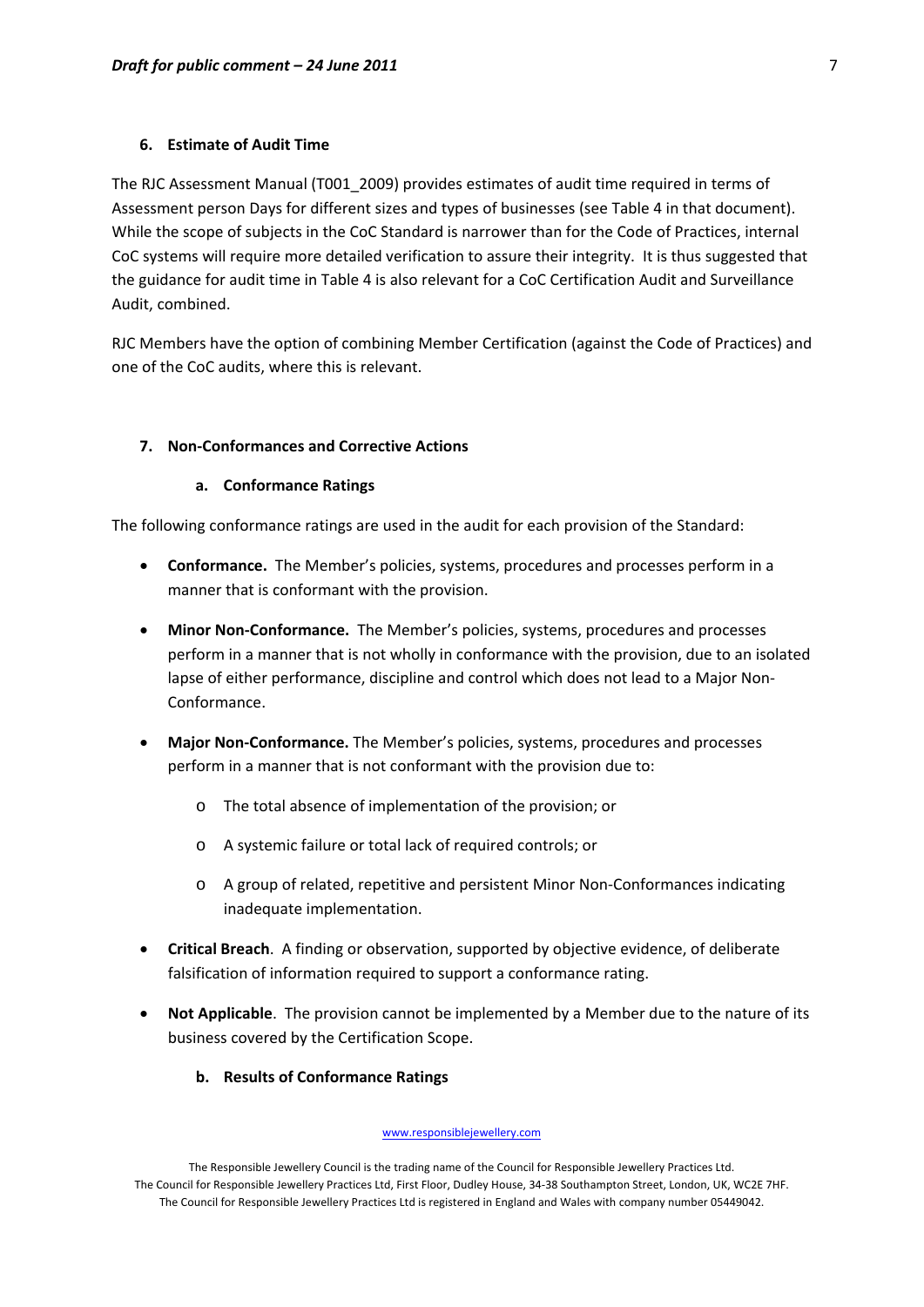## 6. Estimate of Audit Time

The RJC Assessment Manual (T001_2009) provides estimates of audit time required in terms of Assessment person Days for different sizes and types of businesses (see Table 4 in that document). While the scope of subjects in the CoC Standard is narrower than for the Code of Practices, internal CoC systems will require more detailed verification to assure their integrity. It is thus suggested that the guidance for audit time in Table 4 is also relevant for a CoC Certification Audit and Surveillance Audit, combined.

RJC Members have the option of combining Member Certification (against the Code of Practices) and one of the CoC audits, where this is relevant.

## 7. Non-Conformances and Corrective Actions

### a. Conformance Ratings

The following conformance ratings are used in the audit for each provision of the Standard:

- **Conformance.** The Member's policies, systems, procedures and processes perform in a manner that is conformant with the provision.
- **Minor Non-Conformance.** The Member's policies, systems, procedures and processes perform in a manner that is not wholly in conformance with the provision, due to an isolated lapse of either performance, discipline and control which does not lead to a Major Non-Conformance.
- **Major Non-Conformance.** The Member's policies, systems, procedures and processes perform in a manner that is not conformant with the provision due to:
  - The total absence of implementation of the provision; or
  - A systemic failure or total lack of required controls; or
  - A group of related, repetitive and persistent Minor Non-Conformances indicating inadequate implementation.
- **Critical Breach**. A finding or observation, supported by objective evidence, of deliberate falsification of information required to support a conformance rating.
- **Not Applicable**. The provision cannot be implemented by a Member due to the nature of its business covered by the Certification Scope.

### b. Results of Conformance Ratings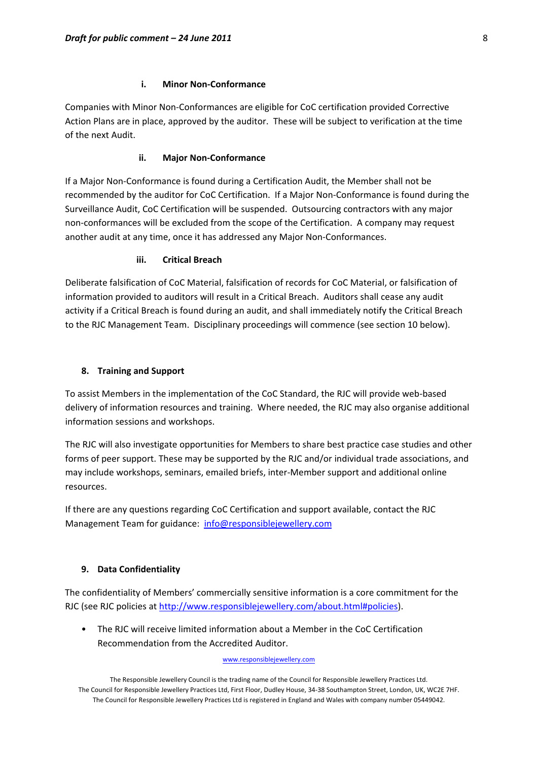#### i. Minor Non-Conformance

Companies with Minor Non-Conformances are eligible for CoC certification provided Corrective Action Plans are in place, approved by the auditor. These will be subject to verification at the time of the next Audit.

#### ii. Major Non-Conformance

If a Major Non-Conformance is found during a Certification Audit, the Member shall not be recommended by the auditor for CoC Certification. If a Major Non-Conformance is found during the Surveillance Audit, CoC Certification will be suspended. Outsourcing contractors with any major non-conformances will be excluded from the scope of the Certification. A company may request another audit at any time, once it has addressed any Major Non-Conformances.

#### iii. Critical Breach

Deliberate falsification of CoC Material, falsification of records for CoC Material, or falsification of information provided to auditors will result in a Critical Breach. Auditors shall cease any audit activity if a Critical Breach is found during an audit, and shall immediately notify the Critical Breach to the RJC Management Team. Disciplinary proceedings will commence (see section 10 below).

## 8. Training and Support

To assist Members in the implementation of the CoC Standard, the RJC will provide web-based delivery of information resources and training. Where needed, the RJC may also organise additional information sessions and workshops.

The RJC will also investigate opportunities for Members to share best practice case studies and other forms of peer support. These may be supported by the RJC and/or individual trade associations, and may include workshops, seminars, emailed briefs, inter-Member support and additional online resources.

If there are any questions regarding CoC Certification and support available, contact the RJC Management Team for guidance: info@responsiblejewellery.com

## 9. Data Confidentiality

The confidentiality of Members' commercially sensitive information is a core commitment for the RJC (see RJC policies at http://www.responsiblejewellery.com/about.html#policies).

- The RJC will receive limited information about a Member in the CoC Certification Recommendation from the Accredited Auditor.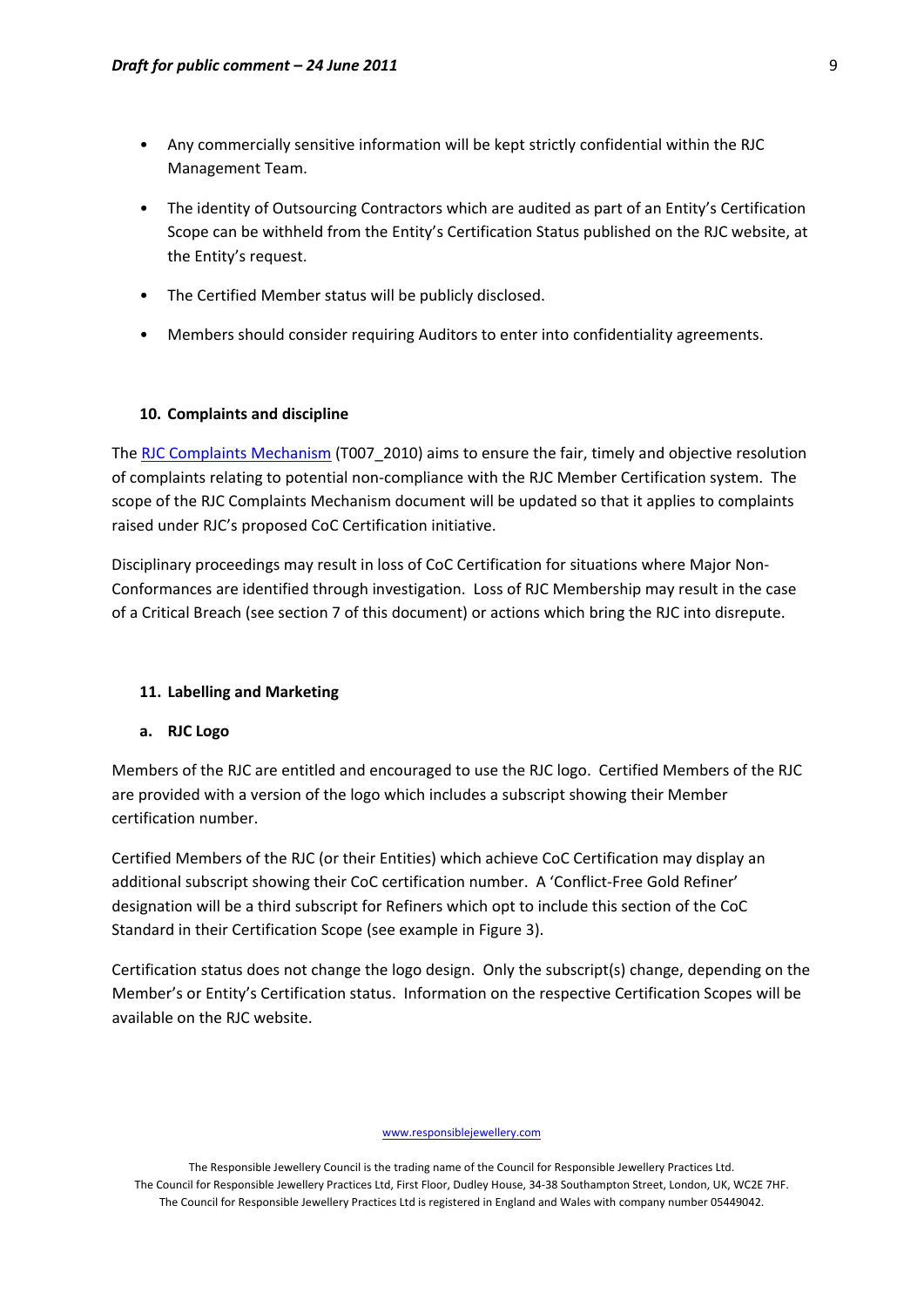- Any commercially sensitive information will be kept strictly confidential within the RJC Management Team.
- The identity of Outsourcing Contractors which are audited as part of an Entity's Certification Scope can be withheld from the Entity's Certification Status published on the RJC website, at the Entity's request.
- The Certified Member status will be publicly disclosed.
- Members should consider requiring Auditors to enter into confidentiality agreements.

## 10. Complaints and discipline

The RJC Complaints Mechanism (T007_2010) aims to ensure the fair, timely and objective resolution of complaints relating to potential non-compliance with the RJC Member Certification system. The scope of the RJC Complaints Mechanism document will be updated so that it applies to complaints raised under RJC's proposed CoC Certification initiative.

Disciplinary proceedings may result in loss of CoC Certification for situations where Major Non-Conformances are identified through investigation. Loss of RJC Membership may result in the case of a Critical Breach (see section 7 of this document) or actions which bring the RJC into disrepute.

## 11. Labelling and Marketing

### a. RJC Logo

Members of the RJC are entitled and encouraged to use the RJC logo. Certified Members of the RJC are provided with a version of the logo which includes a subscript showing their Member certification number.

Certified Members of the RJC (or their Entities) which achieve CoC Certification may display an additional subscript showing their CoC certification number. A 'Conflict-Free Gold Refiner' designation will be a third subscript for Refiners which opt to include this section of the CoC Standard in their Certification Scope (see example in Figure 3).

Certification status does not change the logo design. Only the subscript(s) change, depending on the Member's or Entity's Certification status. Information on the respective Certification Scopes will be available on the RJC website.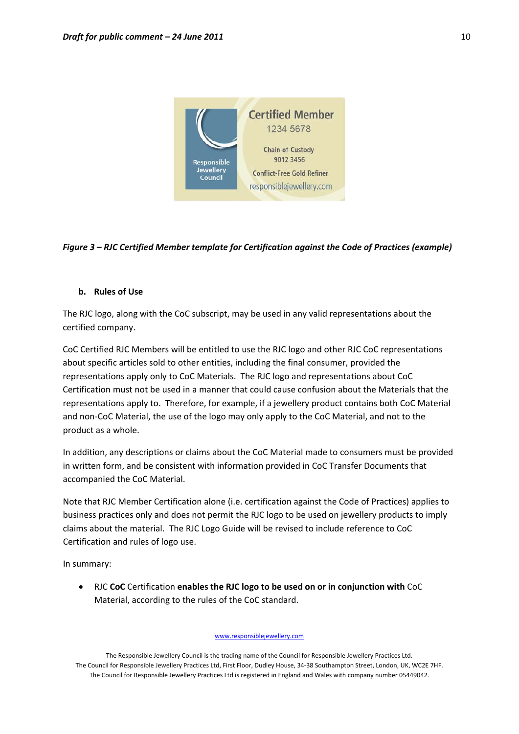*Figure 3 – RJC Certified Member template for Certification against the Code of Practices (example)*

### b. Rules of Use

The RJC logo, along with the CoC subscript, may be used in any valid representations about the certified company.

CoC Certified RJC Members will be entitled to use the RJC logo and other RJC CoC representations about specific articles sold to other entities, including the final consumer, provided the representations apply only to CoC Materials. The RJC logo and representations about CoC Certification must not be used in a manner that could cause confusion about the Materials that the representations apply to. Therefore, for example, if a jewellery product contains both CoC Material and non-CoC Material, the use of the logo may only apply to the CoC Material, and not to the product as a whole.

In addition, any descriptions or claims about the CoC Material made to consumers must be provided in written form, and be consistent with information provided in CoC Transfer Documents that accompanied the CoC Material.

Note that RJC Member Certification alone (i.e. certification against the Code of Practices) applies to business practices only and does not permit the RJC logo to be used on jewellery products to imply claims about the material. The RJC Logo Guide will be revised to include reference to CoC Certification and rules of logo use.

In summary:

- RJC **CoC** Certification **enables the RJC logo to be used on or in conjunction with** CoC Material, according to the rules of the CoC standard.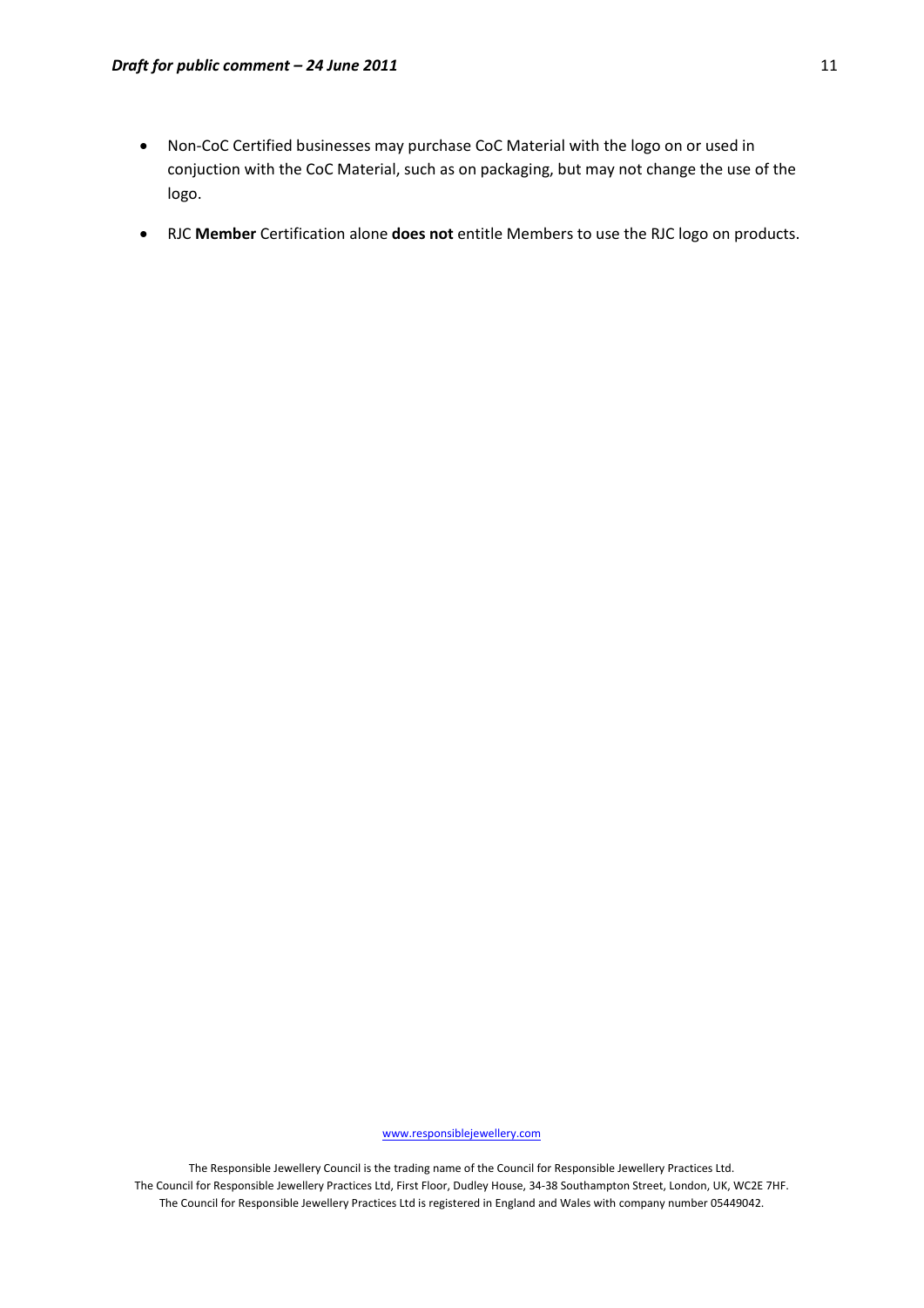- Non-CoC Certified businesses may purchase CoC Material with the logo on or used in conjuction with the CoC Material, such as on packaging, but may not change the use of the logo.
- RJC **Member** Certification alone **does not** entitle Members to use the RJC logo on products.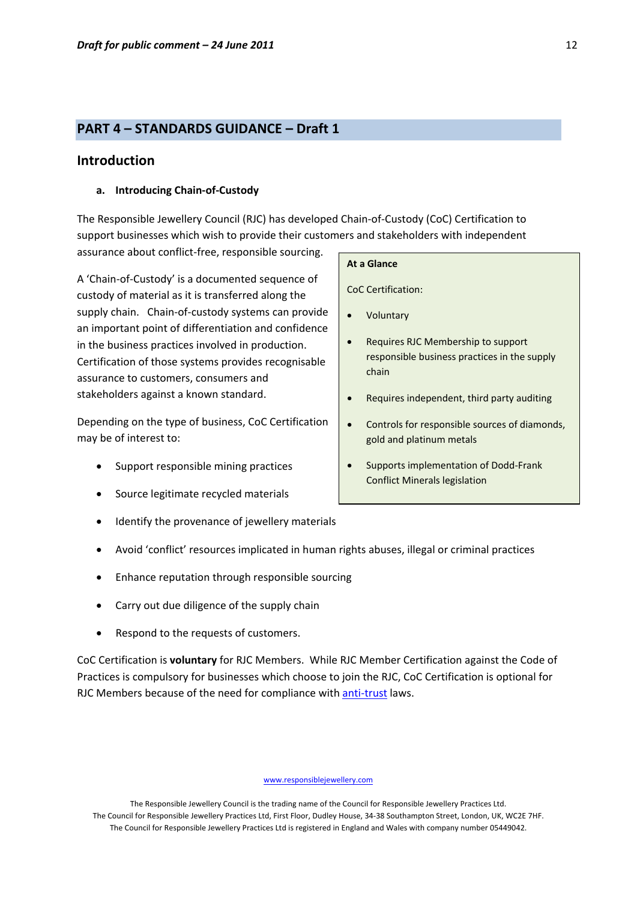## PART 4 – STANDARDS GUIDANCE – Draft 1

### Introduction

**a. Introducing Chain-of-Custody**

The Responsible Jewellery Council (RJC) has developed Chain-of-Custody (CoC) Certification to support businesses which wish to provide their customers and stakeholders with independent assurance about conflict-free, responsible sourcing.

A 'Chain-of-Custody' is a documented sequence of custody of material as it is transferred along the supply chain. Chain-of-custody systems can provide an important point of differentiation and confidence in the business practices involved in production. Certification of those systems provides recognisable assurance to customers, consumers and stakeholders against a known standard.

> **At a Glance**
>
> CoC Certification:
>
> - Voluntary
> - Requires RJC Membership to support responsible business practices in the supply chain
> - Requires independent, third party auditing
> - Controls for responsible sources of diamonds, gold and platinum metals
> - Supports implementation of Dodd-Frank Conflict Minerals legislation

Depending on the type of business, CoC Certification may be of interest to:

- Support responsible mining practices
- Source legitimate recycled materials
- Identify the provenance of jewellery materials
- Avoid 'conflict' resources implicated in human rights abuses, illegal or criminal practices
- Enhance reputation through responsible sourcing
- Carry out due diligence of the supply chain
- Respond to the requests of customers.

CoC Certification is **voluntary** for RJC Members. While RJC Member Certification against the Code of Practices is compulsory for businesses which choose to join the RJC, CoC Certification is optional for RJC Members because of the need for compliance with anti-trust laws.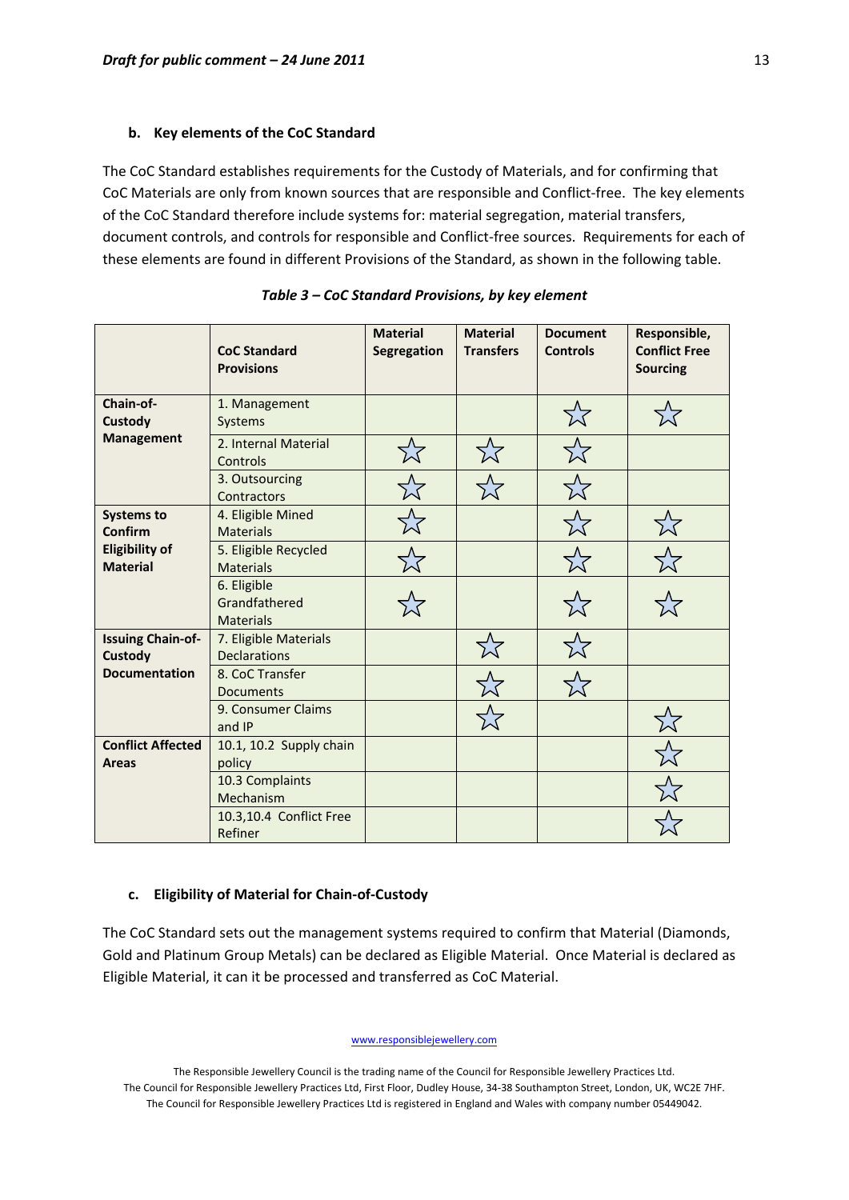**b. Key elements of the CoC Standard**

The CoC Standard establishes requirements for the Custody of Materials, and for confirming that CoC Materials are only from known sources that are responsible and Conflict-free. The key elements of the CoC Standard therefore include systems for: material segregation, material transfers, document controls, and controls for responsible and Conflict-free sources. Requirements for each of these elements are found in different Provisions of the Standard, as shown in the following table.

*Table 3 – CoC Standard Provisions, by key element*

| | CoC Standard Provisions | Material Segregation | Material Transfers | Document Controls | Responsible, Conflict Free Sourcing |
|---|---|---|---|---|---|
| **Chain-of-Custody Management** | 1. Management Systems | | | ☆ | ☆ |
| | 2. Internal Material Controls | ☆ | ☆ | ☆ | |
| | 3. Outsourcing Contractors | ☆ | ☆ | ☆ | |
| **Systems to Confirm Eligibility of Material** | 4. Eligible Mined Materials | ☆ | | ☆ | ☆ |
| | 5. Eligible Recycled Materials | ☆ | | ☆ | ☆ |
| | 6. Eligible Grandfathered Materials | ☆ | | ☆ | ☆ |
| **Issuing Chain-of-Custody Documentation** | 7. Eligible Materials Declarations | | ☆ | ☆ | |
| | 8. CoC Transfer Documents | | ☆ | ☆ | |
| | 9. Consumer Claims and IP | | ☆ | | ☆ |
| **Conflict Affected Areas** | 10.1, 10.2 Supply chain policy | | | | ☆ |
| | 10.3 Complaints Mechanism | | | | ☆ |
| | 10.3,10.4 Conflict Free Refiner | | | | ☆ |

**c. Eligibility of Material for Chain-of-Custody**

The CoC Standard sets out the management systems required to confirm that Material (Diamonds, Gold and Platinum Group Metals) can be declared as Eligible Material. Once Material is declared as Eligible Material, it can it be processed and transferred as CoC Material.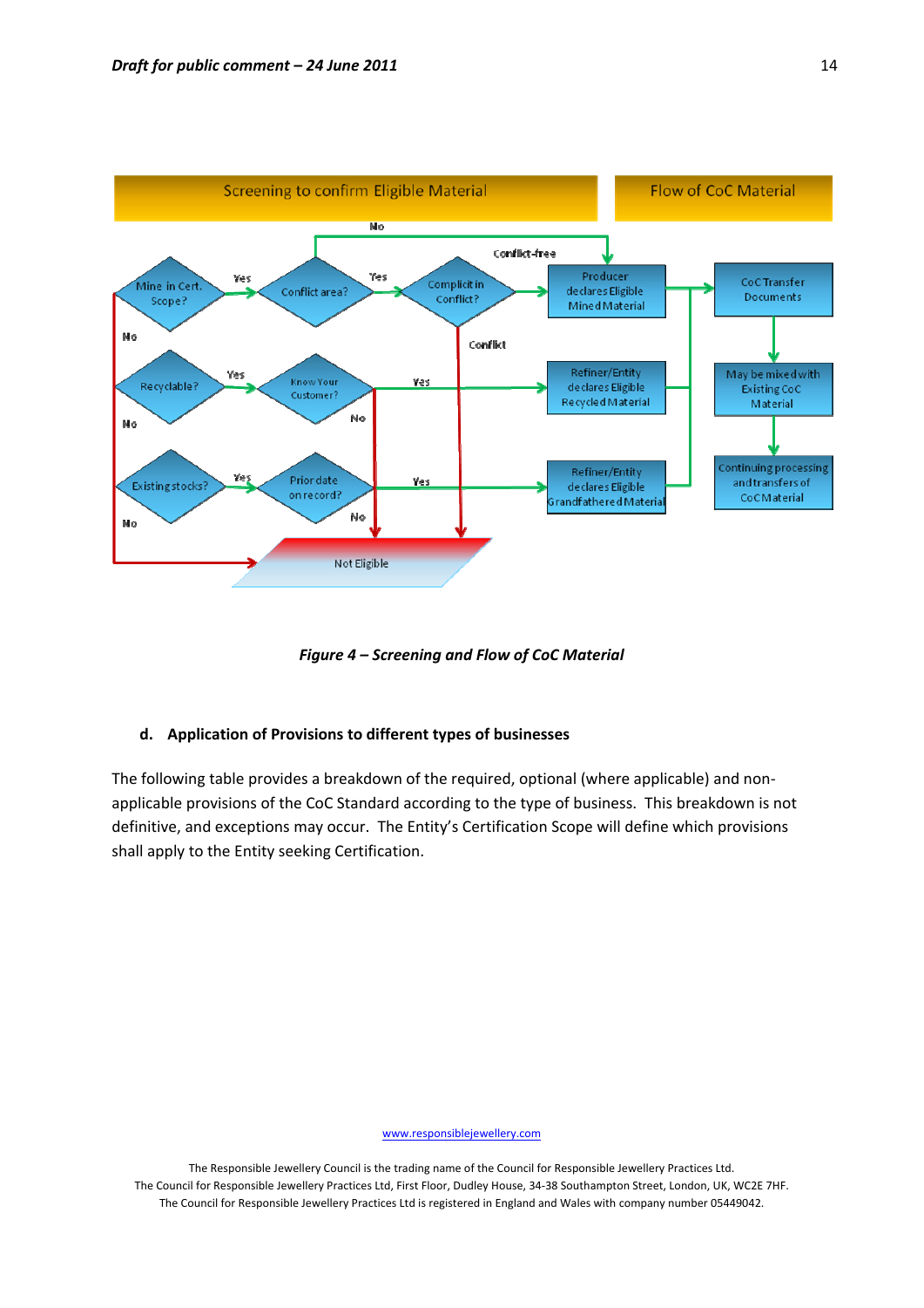**Figure 4 – Screening and Flow of CoC Material**

#### d. Application of Provisions to different types of businesses

The following table provides a breakdown of the required, optional (where applicable) and non-applicable provisions of the CoC Standard according to the type of business. This breakdown is not definitive, and exceptions may occur. The Entity's Certification Scope will define which provisions shall apply to the Entity seeking Certification.

www.responsiblejewellery.com

The Responsible Jewellery Council is the trading name of the Council for Responsible Jewellery Practices Ltd.
The Council for Responsible Jewellery Practices Ltd, First Floor, Dudley House, 34-38 Southampton Street, London, UK, WC2E 7HF.
The Council for Responsible Jewellery Practices Ltd is registered in England and Wales with company number 05449042.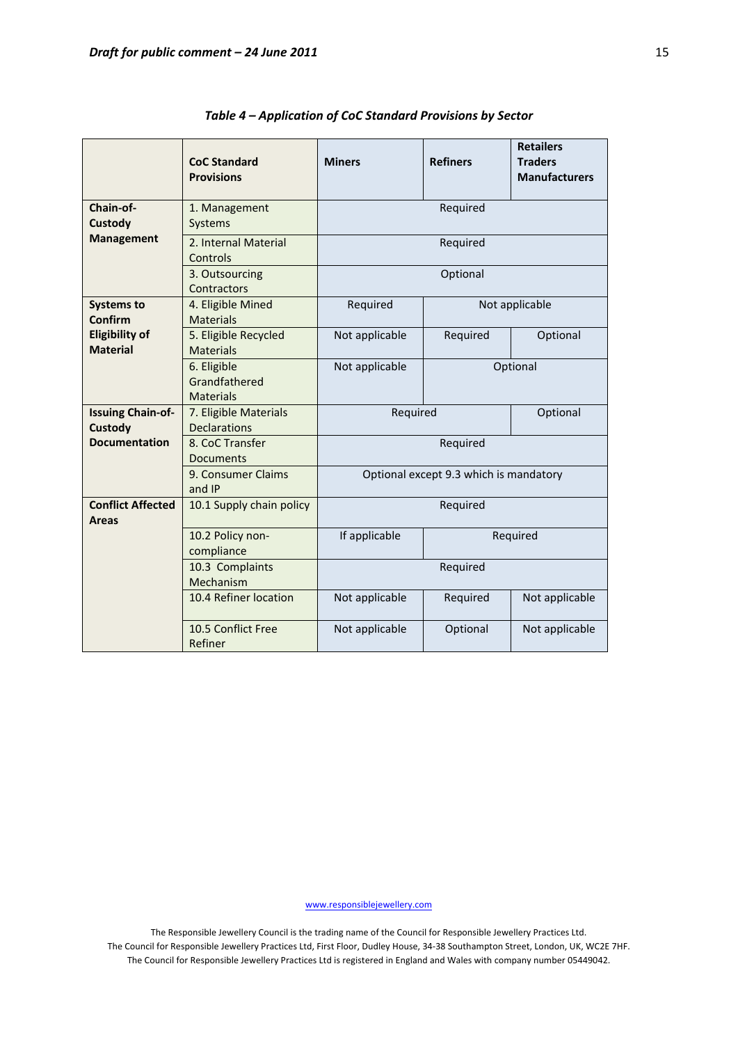*Table 4 – Application of CoC Standard Provisions by Sector*

| | CoC Standard Provisions | Miners | Refiners | Retailers Traders Manufacturers |
|---|---|---|---|---|
| **Chain-of-Custody Management** | 1. Management Systems | Required | | |
| | 2. Internal Material Controls | Required | | |
| | 3. Outsourcing Contractors | Optional | | |
| **Systems to Confirm Eligibility of Material** | 4. Eligible Mined Materials | Required | Not applicable | |
| | 5. Eligible Recycled Materials | Not applicable | Required | Optional |
| | 6. Eligible Grandfathered Materials | Not applicable | Optional | |
| **Issuing Chain-of-Custody Documentation** | 7. Eligible Materials Declarations | Required | | Optional |
| | 8. CoC Transfer Documents | Required | | |
| | 9. Consumer Claims and IP | Optional except 9.3 which is mandatory | | |
| **Conflict Affected Areas** | 10.1 Supply chain policy | Required | | |
| | 10.2 Policy non-compliance | If applicable | Required | |
| | 10.3 Complaints Mechanism | Required | | |
| | 10.4 Refiner location | Not applicable | Required | Not applicable |
| | 10.5 Conflict Free Refiner | Not applicable | Optional | Not applicable |

www.responsiblejewellery.com

The Responsible Jewellery Council is the trading name of the Council for Responsible Jewellery Practices Ltd.
The Council for Responsible Jewellery Practices Ltd, First Floor, Dudley House, 34-38 Southampton Street, London, UK, WC2E 7HF.
The Council for Responsible Jewellery Practices Ltd is registered in England and Wales with company number 05449042.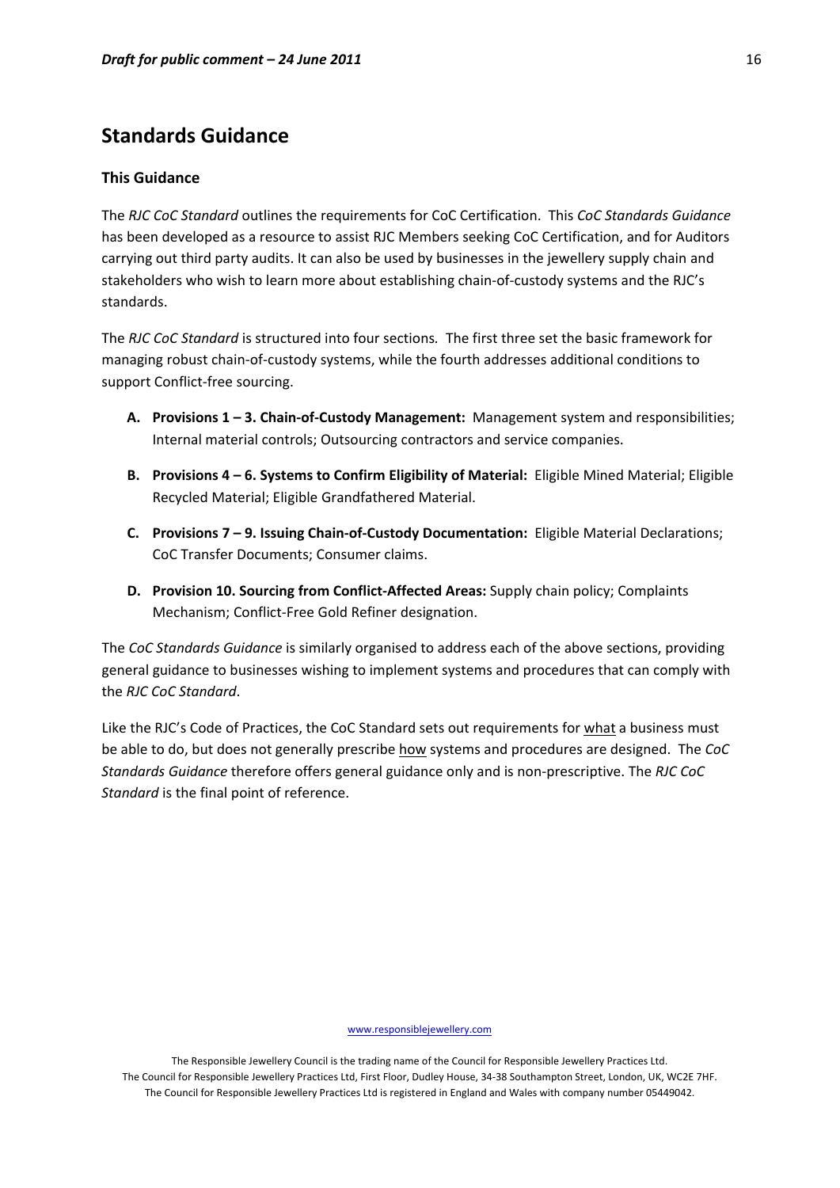## Standards Guidance

### This Guidance

The *RJC CoC Standard* outlines the requirements for CoC Certification. This *CoC Standards Guidance* has been developed as a resource to assist RJC Members seeking CoC Certification, and for Auditors carrying out third party audits. It can also be used by businesses in the jewellery supply chain and stakeholders who wish to learn more about establishing chain-of-custody systems and the RJC's standards.

The *RJC CoC Standard* is structured into four sections. The first three set the basic framework for managing robust chain-of-custody systems, while the fourth addresses additional conditions to support Conflict-free sourcing.

A. **Provisions 1 – 3. Chain-of-Custody Management:** Management system and responsibilities; Internal material controls; Outsourcing contractors and service companies.

B. **Provisions 4 – 6. Systems to Confirm Eligibility of Material:** Eligible Mined Material; Eligible Recycled Material; Eligible Grandfathered Material.

C. **Provisions 7 – 9. Issuing Chain-of-Custody Documentation:** Eligible Material Declarations; CoC Transfer Documents; Consumer claims.

D. **Provision 10. Sourcing from Conflict-Affected Areas:** Supply chain policy; Complaints Mechanism; Conflict-Free Gold Refiner designation.

The *CoC Standards Guidance* is similarly organised to address each of the above sections, providing general guidance to businesses wishing to implement systems and procedures that can comply with the *RJC CoC Standard*.

Like the RJC's Code of Practices, the CoC Standard sets out requirements for what a business must be able to do, but does not generally prescribe how systems and procedures are designed. The *CoC Standards Guidance* therefore offers general guidance only and is non-prescriptive. The *RJC CoC Standard* is the final point of reference.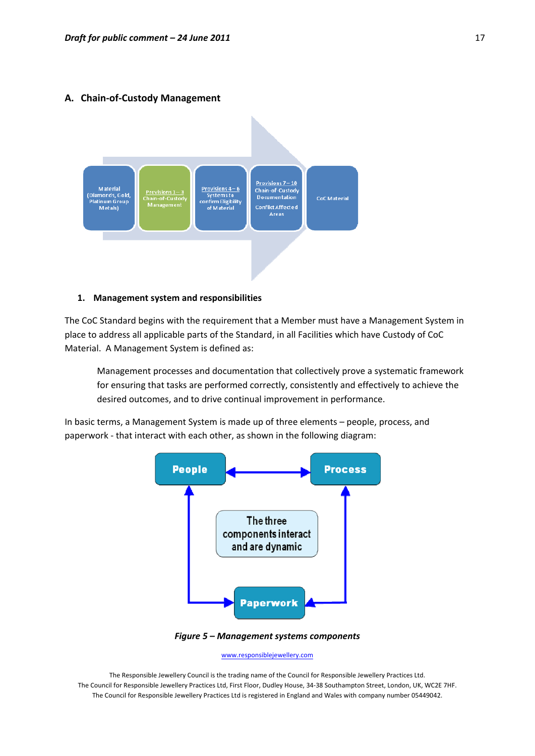## A. Chain-of-Custody Management

Material (Diamonds, Gold, Platinum Group Metals) → Provisions 1 – 3 Chain-of-Custody Management → Provisions 4 – 6 Systems to confirm Eligibility of Material → Provisions 7 – 10 Chain-of-Custody Documentation Conflict Affected Areas → CoC Material

### 1. Management system and responsibilities

The CoC Standard begins with the requirement that a Member must have a Management System in place to address all applicable parts of the Standard, in all Facilities which have Custody of CoC Material. A Management System is defined as:

> Management processes and documentation that collectively prove a systematic framework for ensuring that tasks are performed correctly, consistently and effectively to achieve the desired outcomes, and to drive continual improvement in performance.

In basic terms, a Management System is made up of three elements – people, process, and paperwork - that interact with each other, as shown in the following diagram:

People ↔ Process

People ↔ Paperwork

Process ↔ Paperwork

The three components interact and are dynamic

*Figure 5 – Management systems components*

www.responsiblejewellery.com

The Responsible Jewellery Council is the trading name of the Council for Responsible Jewellery Practices Ltd.
The Council for Responsible Jewellery Practices Ltd, First Floor, Dudley House, 34-38 Southampton Street, London, UK, WC2E 7HF.
The Council for Responsible Jewellery Practices Ltd is registered in England and Wales with company number 05449042.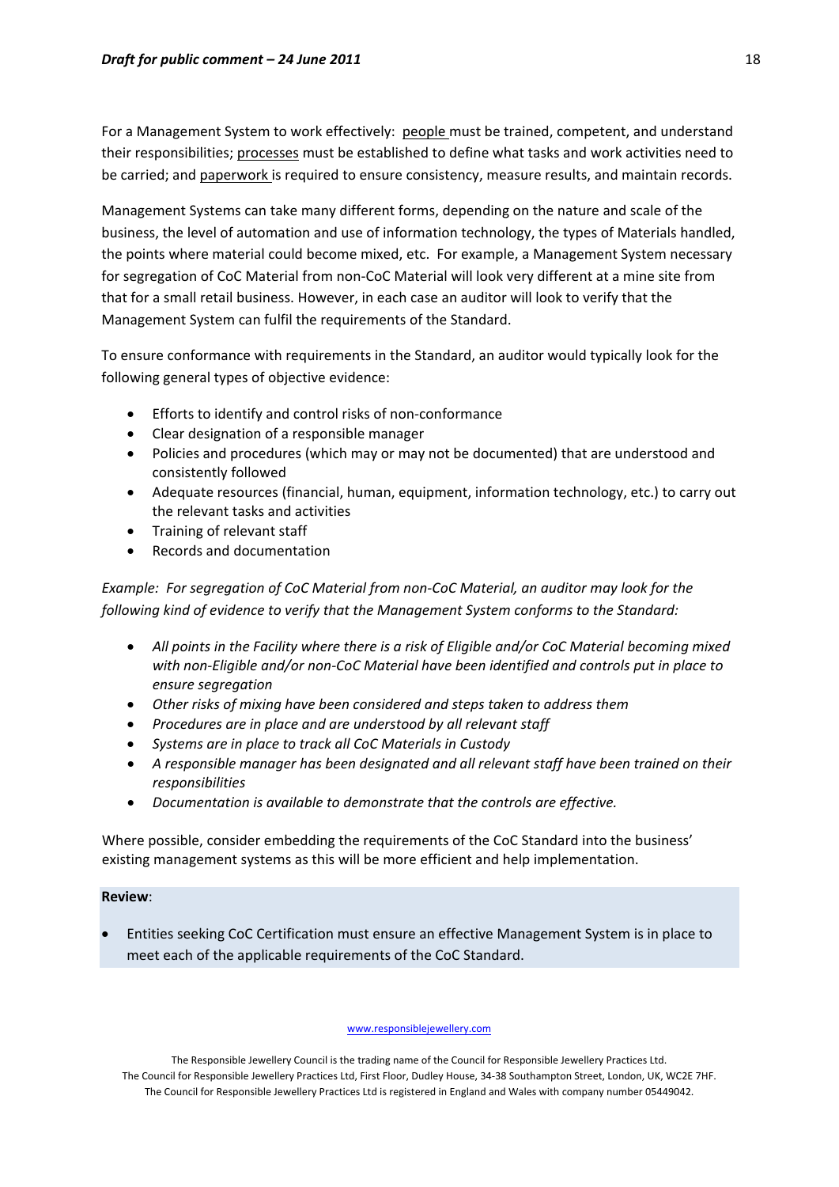For a Management System to work effectively: people must be trained, competent, and understand their responsibilities; processes must be established to define what tasks and work activities need to be carried; and paperwork is required to ensure consistency, measure results, and maintain records.

Management Systems can take many different forms, depending on the nature and scale of the business, the level of automation and use of information technology, the types of Materials handled, the points where material could become mixed, etc. For example, a Management System necessary for segregation of CoC Material from non-CoC Material will look very different at a mine site from that for a small retail business. However, in each case an auditor will look to verify that the Management System can fulfil the requirements of the Standard.

To ensure conformance with requirements in the Standard, an auditor would typically look for the following general types of objective evidence:

- Efforts to identify and control risks of non-conformance
- Clear designation of a responsible manager
- Policies and procedures (which may or may not be documented) that are understood and consistently followed
- Adequate resources (financial, human, equipment, information technology, etc.) to carry out the relevant tasks and activities
- Training of relevant staff
- Records and documentation

*Example: For segregation of CoC Material from non-CoC Material, an auditor may look for the following kind of evidence to verify that the Management System conforms to the Standard:*

- *All points in the Facility where there is a risk of Eligible and/or CoC Material becoming mixed with non-Eligible and/or non-CoC Material have been identified and controls put in place to ensure segregation*
- *Other risks of mixing have been considered and steps taken to address them*
- *Procedures are in place and are understood by all relevant staff*
- *Systems are in place to track all CoC Materials in Custody*
- *A responsible manager has been designated and all relevant staff have been trained on their responsibilities*
- *Documentation is available to demonstrate that the controls are effective.*

Where possible, consider embedding the requirements of the CoC Standard into the business' existing management systems as this will be more efficient and help implementation.

**Review**:

- Entities seeking CoC Certification must ensure an effective Management System is in place to meet each of the applicable requirements of the CoC Standard.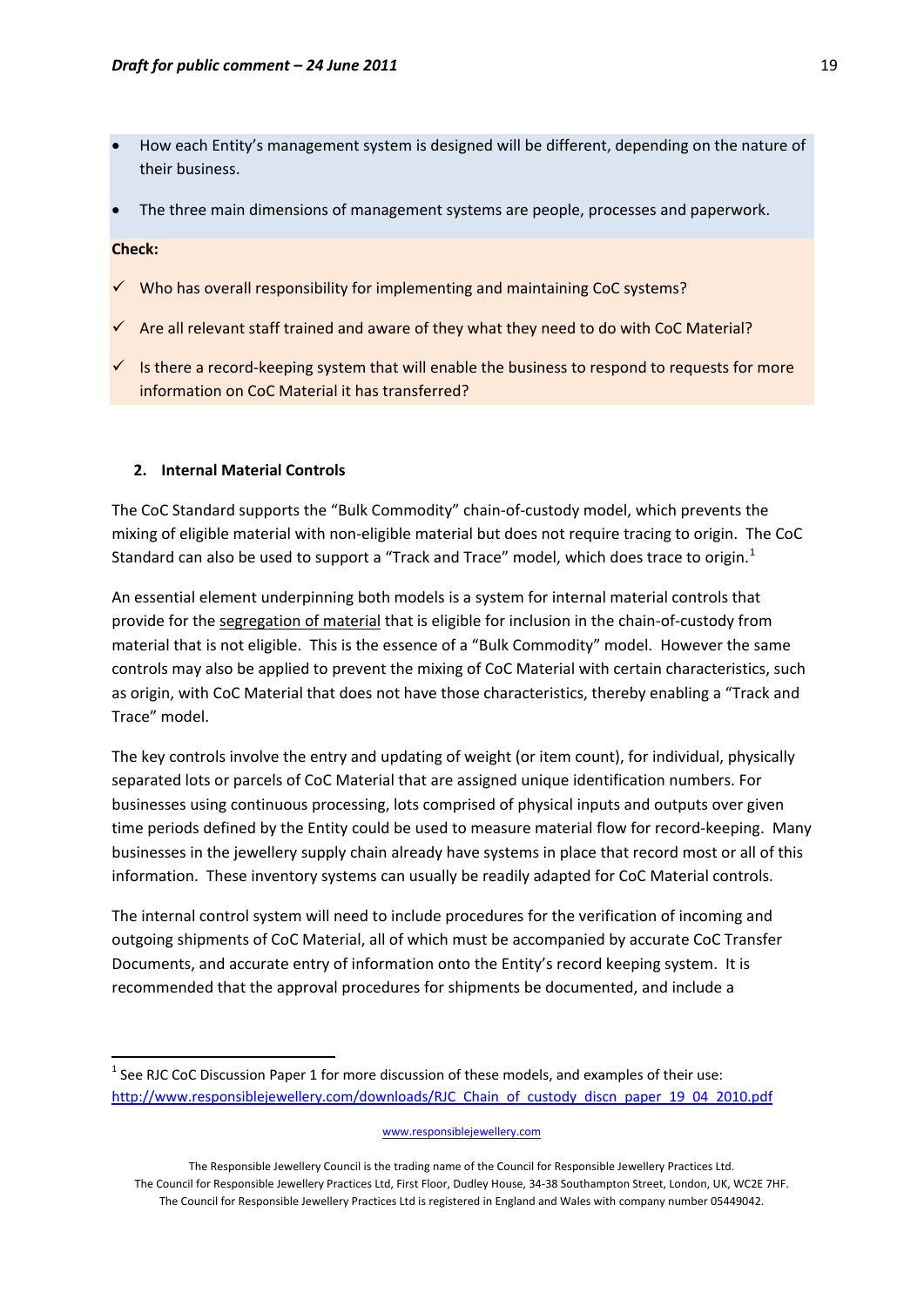- How each Entity's management system is designed will be different, depending on the nature of their business.
- The three main dimensions of management systems are people, processes and paperwork.

**Check:**

- ✓ Who has overall responsibility for implementing and maintaining CoC systems?
- ✓ Are all relevant staff trained and aware of they what they need to do with CoC Material?
- ✓ Is there a record-keeping system that will enable the business to respond to requests for more information on CoC Material it has transferred?

## 2. Internal Material Controls

The CoC Standard supports the "Bulk Commodity" chain-of-custody model, which prevents the mixing of eligible material with non-eligible material but does not require tracing to origin. The CoC Standard can also be used to support a "Track and Trace" model, which does trace to origin.[1]

An essential element underpinning both models is a system for internal material controls that provide for the segregation of material that is eligible for inclusion in the chain-of-custody from material that is not eligible. This is the essence of a "Bulk Commodity" model. However the same controls may also be applied to prevent the mixing of CoC Material with certain characteristics, such as origin, with CoC Material that does not have those characteristics, thereby enabling a "Track and Trace" model.

The key controls involve the entry and updating of weight (or item count), for individual, physically separated lots or parcels of CoC Material that are assigned unique identification numbers. For businesses using continuous processing, lots comprised of physical inputs and outputs over given time periods defined by the Entity could be used to measure material flow for record-keeping. Many businesses in the jewellery supply chain already have systems in place that record most or all of this information. These inventory systems can usually be readily adapted for CoC Material controls.

The internal control system will need to include procedures for the verification of incoming and outgoing shipments of CoC Material, all of which must be accompanied by accurate CoC Transfer Documents, and accurate entry of information onto the Entity's record keeping system. It is recommended that the approval procedures for shipments be documented, and include a

[1] See RJC CoC Discussion Paper 1 for more discussion of these models, and examples of their use: http://www.responsiblejewellery.com/downloads/RJC_Chain_of_custody_discn_paper_19_04_2010.pdf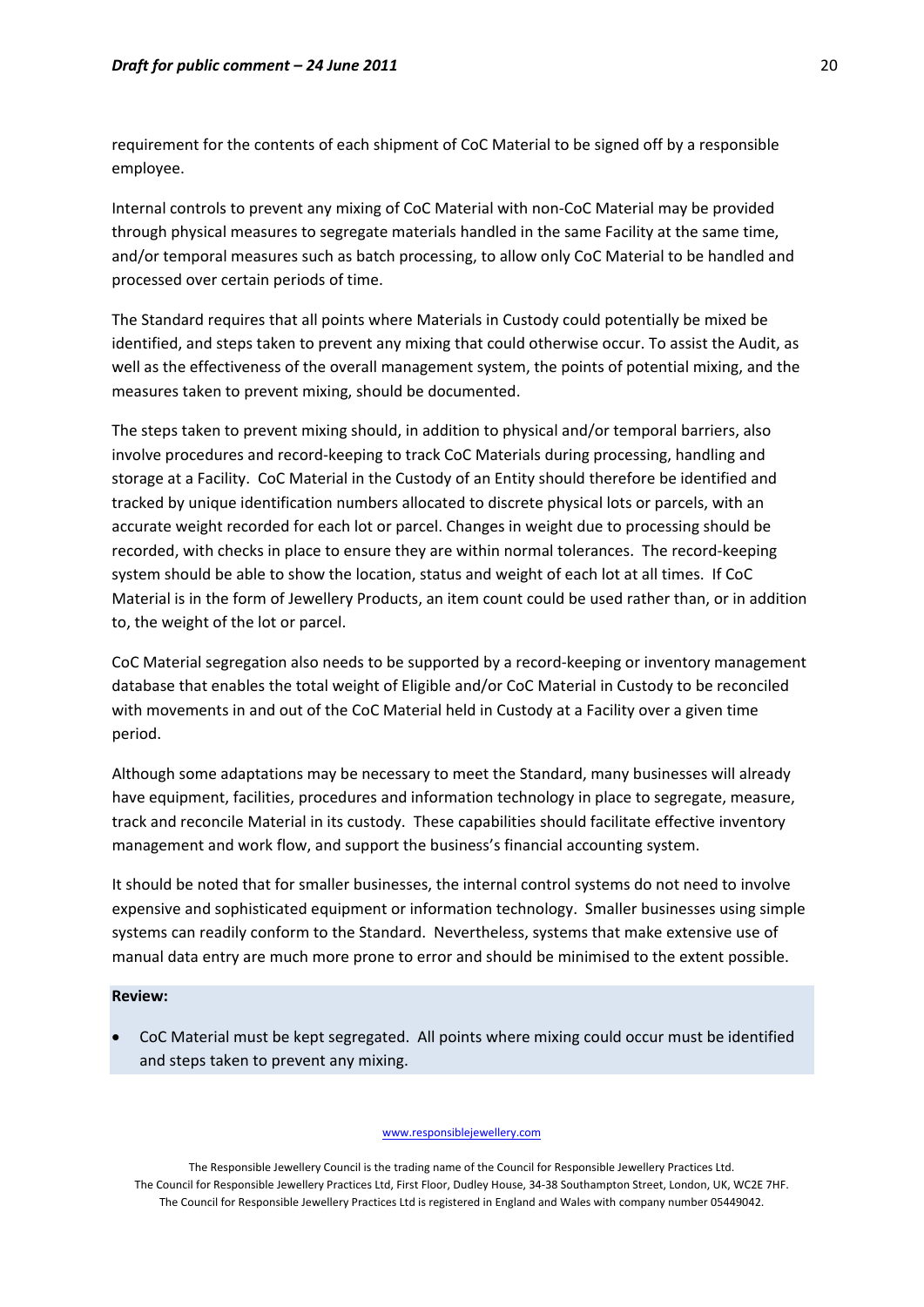requirement for the contents of each shipment of CoC Material to be signed off by a responsible employee.

Internal controls to prevent any mixing of CoC Material with non-CoC Material may be provided through physical measures to segregate materials handled in the same Facility at the same time, and/or temporal measures such as batch processing, to allow only CoC Material to be handled and processed over certain periods of time.

The Standard requires that all points where Materials in Custody could potentially be mixed be identified, and steps taken to prevent any mixing that could otherwise occur. To assist the Audit, as well as the effectiveness of the overall management system, the points of potential mixing, and the measures taken to prevent mixing, should be documented.

The steps taken to prevent mixing should, in addition to physical and/or temporal barriers, also involve procedures and record-keeping to track CoC Materials during processing, handling and storage at a Facility. CoC Material in the Custody of an Entity should therefore be identified and tracked by unique identification numbers allocated to discrete physical lots or parcels, with an accurate weight recorded for each lot or parcel. Changes in weight due to processing should be recorded, with checks in place to ensure they are within normal tolerances. The record-keeping system should be able to show the location, status and weight of each lot at all times. If CoC Material is in the form of Jewellery Products, an item count could be used rather than, or in addition to, the weight of the lot or parcel.

CoC Material segregation also needs to be supported by a record-keeping or inventory management database that enables the total weight of Eligible and/or CoC Material in Custody to be reconciled with movements in and out of the CoC Material held in Custody at a Facility over a given time period.

Although some adaptations may be necessary to meet the Standard, many businesses will already have equipment, facilities, procedures and information technology in place to segregate, measure, track and reconcile Material in its custody. These capabilities should facilitate effective inventory management and work flow, and support the business's financial accounting system.

It should be noted that for smaller businesses, the internal control systems do not need to involve expensive and sophisticated equipment or information technology. Smaller businesses using simple systems can readily conform to the Standard. Nevertheless, systems that make extensive use of manual data entry are much more prone to error and should be minimised to the extent possible.

**Review:**

- CoC Material must be kept segregated. All points where mixing could occur must be identified and steps taken to prevent any mixing.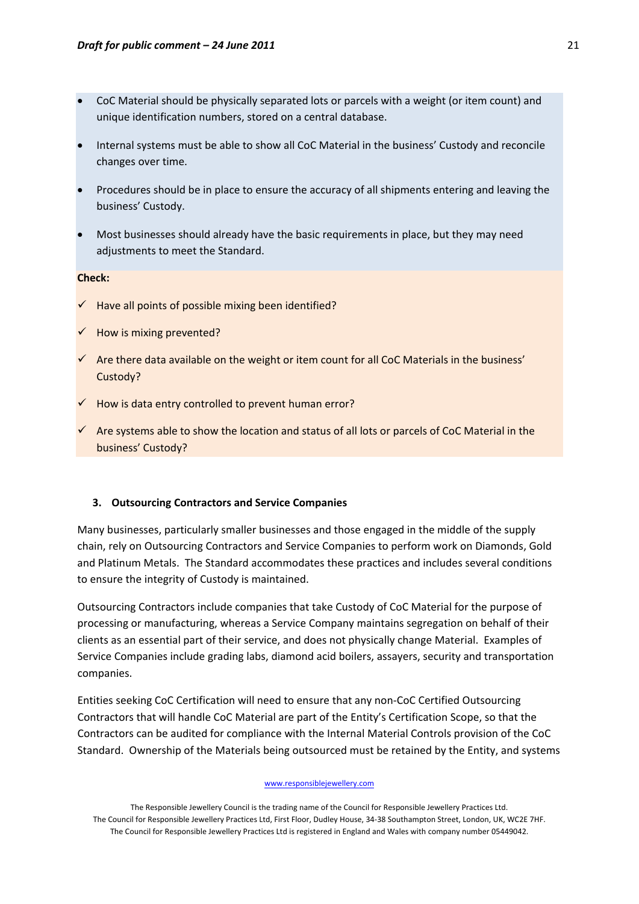- CoC Material should be physically separated lots or parcels with a weight (or item count) and unique identification numbers, stored on a central database.
- Internal systems must be able to show all CoC Material in the business' Custody and reconcile changes over time.
- Procedures should be in place to ensure the accuracy of all shipments entering and leaving the business' Custody.
- Most businesses should already have the basic requirements in place, but they may need adjustments to meet the Standard.

**Check:**

- ✓ Have all points of possible mixing been identified?
- ✓ How is mixing prevented?
- ✓ Are there data available on the weight or item count for all CoC Materials in the business' Custody?
- ✓ How is data entry controlled to prevent human error?
- ✓ Are systems able to show the location and status of all lots or parcels of CoC Material in the business' Custody?

### 3. Outsourcing Contractors and Service Companies

Many businesses, particularly smaller businesses and those engaged in the middle of the supply chain, rely on Outsourcing Contractors and Service Companies to perform work on Diamonds, Gold and Platinum Metals. The Standard accommodates these practices and includes several conditions to ensure the integrity of Custody is maintained.

Outsourcing Contractors include companies that take Custody of CoC Material for the purpose of processing or manufacturing, whereas a Service Company maintains segregation on behalf of their clients as an essential part of their service, and does not physically change Material. Examples of Service Companies include grading labs, diamond acid boilers, assayers, security and transportation companies.

Entities seeking CoC Certification will need to ensure that any non-CoC Certified Outsourcing Contractors that will handle CoC Material are part of the Entity's Certification Scope, so that the Contractors can be audited for compliance with the Internal Material Controls provision of the CoC Standard. Ownership of the Materials being outsourced must be retained by the Entity, and systems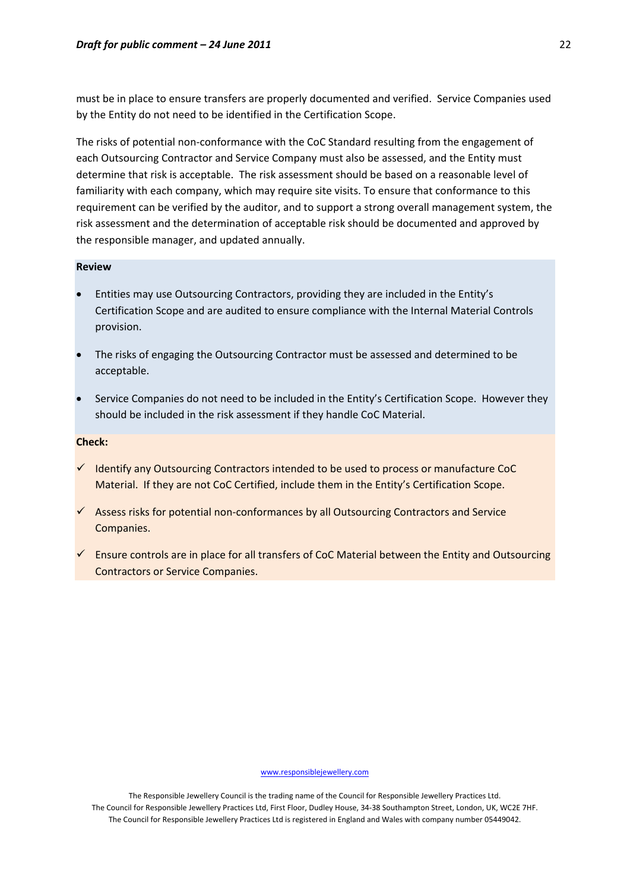must be in place to ensure transfers are properly documented and verified. Service Companies used by the Entity do not need to be identified in the Certification Scope.

The risks of potential non-conformance with the CoC Standard resulting from the engagement of each Outsourcing Contractor and Service Company must also be assessed, and the Entity must determine that risk is acceptable. The risk assessment should be based on a reasonable level of familiarity with each company, which may require site visits. To ensure that conformance to this requirement can be verified by the auditor, and to support a strong overall management system, the risk assessment and the determination of acceptable risk should be documented and approved by the responsible manager, and updated annually.

**Review**

- Entities may use Outsourcing Contractors, providing they are included in the Entity's Certification Scope and are audited to ensure compliance with the Internal Material Controls provision.
- The risks of engaging the Outsourcing Contractor must be assessed and determined to be acceptable.
- Service Companies do not need to be included in the Entity's Certification Scope. However they should be included in the risk assessment if they handle CoC Material.

**Check:**

- ✓ Identify any Outsourcing Contractors intended to be used to process or manufacture CoC Material. If they are not CoC Certified, include them in the Entity's Certification Scope.
- ✓ Assess risks for potential non-conformances by all Outsourcing Contractors and Service Companies.
- ✓ Ensure controls are in place for all transfers of CoC Material between the Entity and Outsourcing Contractors or Service Companies.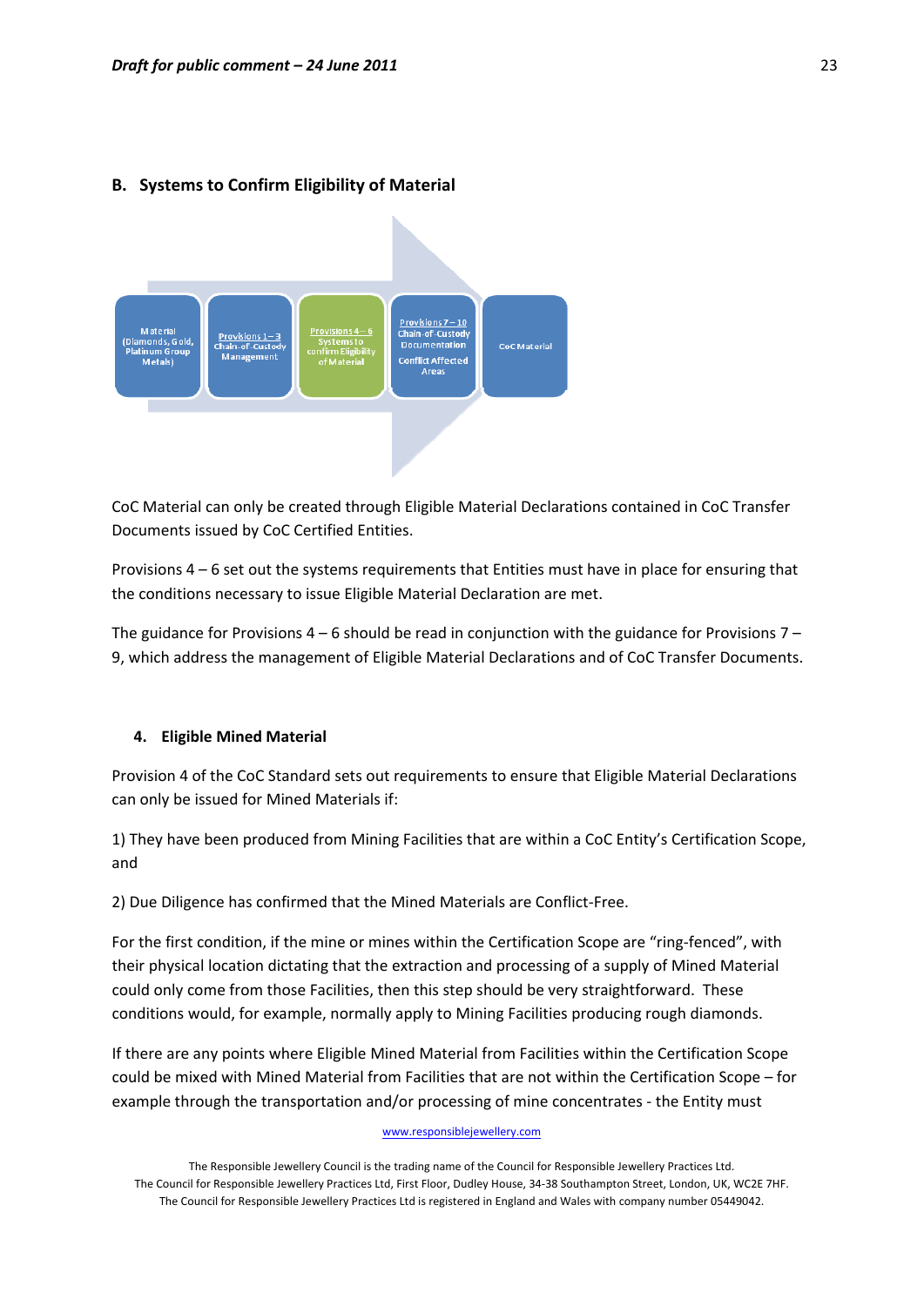## B. Systems to Confirm Eligibility of Material

Material (Diamonds, Gold, Platinum Group Metals) → Provisions 1 – 3 Chain-of-Custody Management → Provisions 4 – 6 Systems to confirm Eligibility of Material → Provisions 7 – 10 Chain-of-Custody Documentation Conflict Affected Areas → CoC Material

CoC Material can only be created through Eligible Material Declarations contained in CoC Transfer Documents issued by CoC Certified Entities.

Provisions 4 – 6 set out the systems requirements that Entities must have in place for ensuring that the conditions necessary to issue Eligible Material Declaration are met.

The guidance for Provisions 4 – 6 should be read in conjunction with the guidance for Provisions 7 – 9, which address the management of Eligible Material Declarations and of CoC Transfer Documents.

### 4. Eligible Mined Material

Provision 4 of the CoC Standard sets out requirements to ensure that Eligible Material Declarations can only be issued for Mined Materials if:

1) They have been produced from Mining Facilities that are within a CoC Entity's Certification Scope, and

2) Due Diligence has confirmed that the Mined Materials are Conflict-Free.

For the first condition, if the mine or mines within the Certification Scope are "ring-fenced", with their physical location dictating that the extraction and processing of a supply of Mined Material could only come from those Facilities, then this step should be very straightforward. These conditions would, for example, normally apply to Mining Facilities producing rough diamonds.

If there are any points where Eligible Mined Material from Facilities within the Certification Scope could be mixed with Mined Material from Facilities that are not within the Certification Scope – for example through the transportation and/or processing of mine concentrates - the Entity must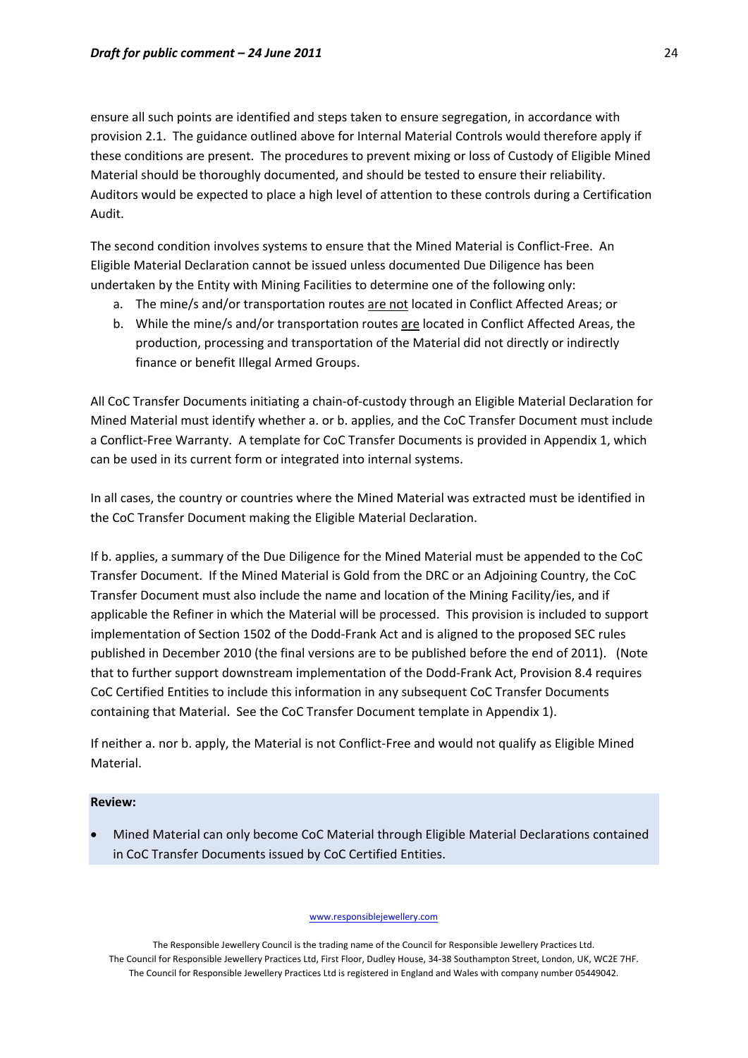ensure all such points are identified and steps taken to ensure segregation, in accordance with provision 2.1. The guidance outlined above for Internal Material Controls would therefore apply if these conditions are present. The procedures to prevent mixing or loss of Custody of Eligible Mined Material should be thoroughly documented, and should be tested to ensure their reliability. Auditors would be expected to place a high level of attention to these controls during a Certification Audit.

The second condition involves systems to ensure that the Mined Material is Conflict-Free. An Eligible Material Declaration cannot be issued unless documented Due Diligence has been undertaken by the Entity with Mining Facilities to determine one of the following only:

a. The mine/s and/or transportation routes <u>are not</u> located in Conflict Affected Areas; or
b. While the mine/s and/or transportation routes <u>are</u> located in Conflict Affected Areas, the production, processing and transportation of the Material did not directly or indirectly finance or benefit Illegal Armed Groups.

All CoC Transfer Documents initiating a chain-of-custody through an Eligible Material Declaration for Mined Material must identify whether a. or b. applies, and the CoC Transfer Document must include a Conflict-Free Warranty. A template for CoC Transfer Documents is provided in Appendix 1, which can be used in its current form or integrated into internal systems.

In all cases, the country or countries where the Mined Material was extracted must be identified in the CoC Transfer Document making the Eligible Material Declaration.

If b. applies, a summary of the Due Diligence for the Mined Material must be appended to the CoC Transfer Document. If the Mined Material is Gold from the DRC or an Adjoining Country, the CoC Transfer Document must also include the name and location of the Mining Facility/ies, and if applicable the Refiner in which the Material will be processed. This provision is included to support implementation of Section 1502 of the Dodd-Frank Act and is aligned to the proposed SEC rules published in December 2010 (the final versions are to be published before the end of 2011). (Note that to further support downstream implementation of the Dodd-Frank Act, Provision 8.4 requires CoC Certified Entities to include this information in any subsequent CoC Transfer Documents containing that Material. See the CoC Transfer Document template in Appendix 1).

If neither a. nor b. apply, the Material is not Conflict-Free and would not qualify as Eligible Mined Material.

**Review:**

- Mined Material can only become CoC Material through Eligible Material Declarations contained in CoC Transfer Documents issued by CoC Certified Entities.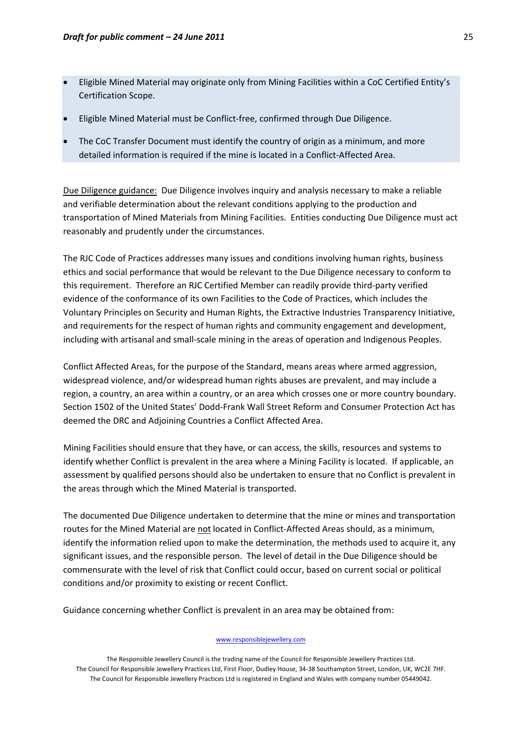- Eligible Mined Material may originate only from Mining Facilities within a CoC Certified Entity's Certification Scope.
- Eligible Mined Material must be Conflict-free, confirmed through Due Diligence.
- The CoC Transfer Document must identify the country of origin as a minimum, and more detailed information is required if the mine is located in a Conflict-Affected Area.

<u>Due Diligence guidance:</u> Due Diligence involves inquiry and analysis necessary to make a reliable and verifiable determination about the relevant conditions applying to the production and transportation of Mined Materials from Mining Facilities. Entities conducting Due Diligence must act reasonably and prudently under the circumstances.

The RJC Code of Practices addresses many issues and conditions involving human rights, business ethics and social performance that would be relevant to the Due Diligence necessary to conform to this requirement. Therefore an RJC Certified Member can readily provide third-party verified evidence of the conformance of its own Facilities to the Code of Practices, which includes the Voluntary Principles on Security and Human Rights, the Extractive Industries Transparency Initiative, and requirements for the respect of human rights and community engagement and development, including with artisanal and small-scale mining in the areas of operation and Indigenous Peoples.

Conflict Affected Areas, for the purpose of the Standard, means areas where armed aggression, widespread violence, and/or widespread human rights abuses are prevalent, and may include a region, a country, an area within a country, or an area which crosses one or more country boundary. Section 1502 of the United States' Dodd-Frank Wall Street Reform and Consumer Protection Act has deemed the DRC and Adjoining Countries a Conflict Affected Area.

Mining Facilities should ensure that they have, or can access, the skills, resources and systems to identify whether Conflict is prevalent in the area where a Mining Facility is located. If applicable, an assessment by qualified persons should also be undertaken to ensure that no Conflict is prevalent in the areas through which the Mined Material is transported.

The documented Due Diligence undertaken to determine that the mine or mines and transportation routes for the Mined Material are <u>not</u> located in Conflict-Affected Areas should, as a minimum, identify the information relied upon to make the determination, the methods used to acquire it, any significant issues, and the responsible person. The level of detail in the Due Diligence should be commensurate with the level of risk that Conflict could occur, based on current social or political conditions and/or proximity to existing or recent Conflict.

Guidance concerning whether Conflict is prevalent in an area may be obtained from: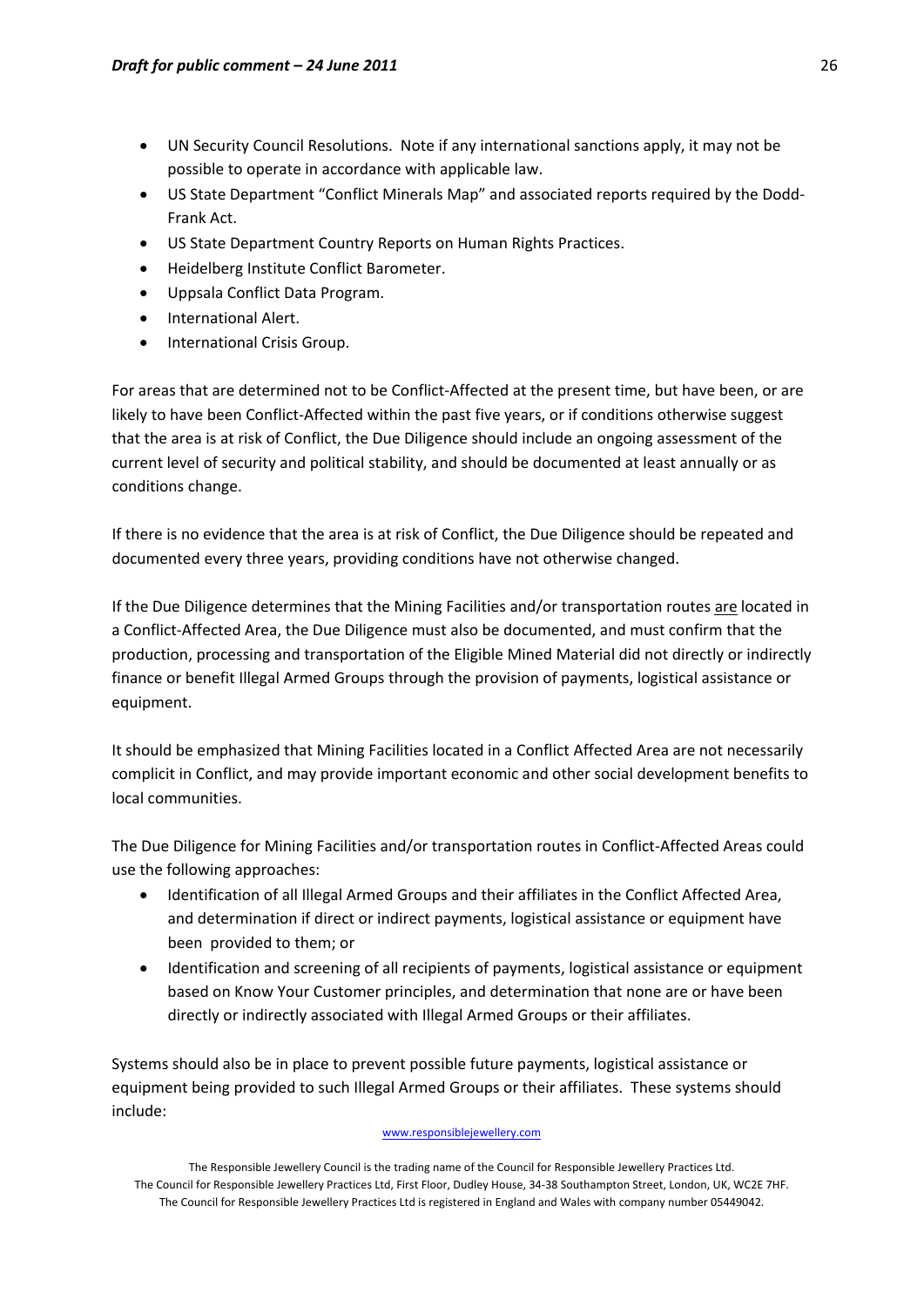- UN Security Council Resolutions. Note if any international sanctions apply, it may not be possible to operate in accordance with applicable law.
- US State Department "Conflict Minerals Map" and associated reports required by the Dodd-Frank Act.
- US State Department Country Reports on Human Rights Practices.
- Heidelberg Institute Conflict Barometer.
- Uppsala Conflict Data Program.
- International Alert.
- International Crisis Group.

For areas that are determined not to be Conflict-Affected at the present time, but have been, or are likely to have been Conflict-Affected within the past five years, or if conditions otherwise suggest that the area is at risk of Conflict, the Due Diligence should include an ongoing assessment of the current level of security and political stability, and should be documented at least annually or as conditions change.

If there is no evidence that the area is at risk of Conflict, the Due Diligence should be repeated and documented every three years, providing conditions have not otherwise changed.

If the Due Diligence determines that the Mining Facilities and/or transportation routes <u>are</u> located in a Conflict-Affected Area, the Due Diligence must also be documented, and must confirm that the production, processing and transportation of the Eligible Mined Material did not directly or indirectly finance or benefit Illegal Armed Groups through the provision of payments, logistical assistance or equipment.

It should be emphasized that Mining Facilities located in a Conflict Affected Area are not necessarily complicit in Conflict, and may provide important economic and other social development benefits to local communities.

The Due Diligence for Mining Facilities and/or transportation routes in Conflict-Affected Areas could use the following approaches:

- Identification of all Illegal Armed Groups and their affiliates in the Conflict Affected Area, and determination if direct or indirect payments, logistical assistance or equipment have been provided to them; or
- Identification and screening of all recipients of payments, logistical assistance or equipment based on Know Your Customer principles, and determination that none are or have been directly or indirectly associated with Illegal Armed Groups or their affiliates.

Systems should also be in place to prevent possible future payments, logistical assistance or equipment being provided to such Illegal Armed Groups or their affiliates. These systems should include: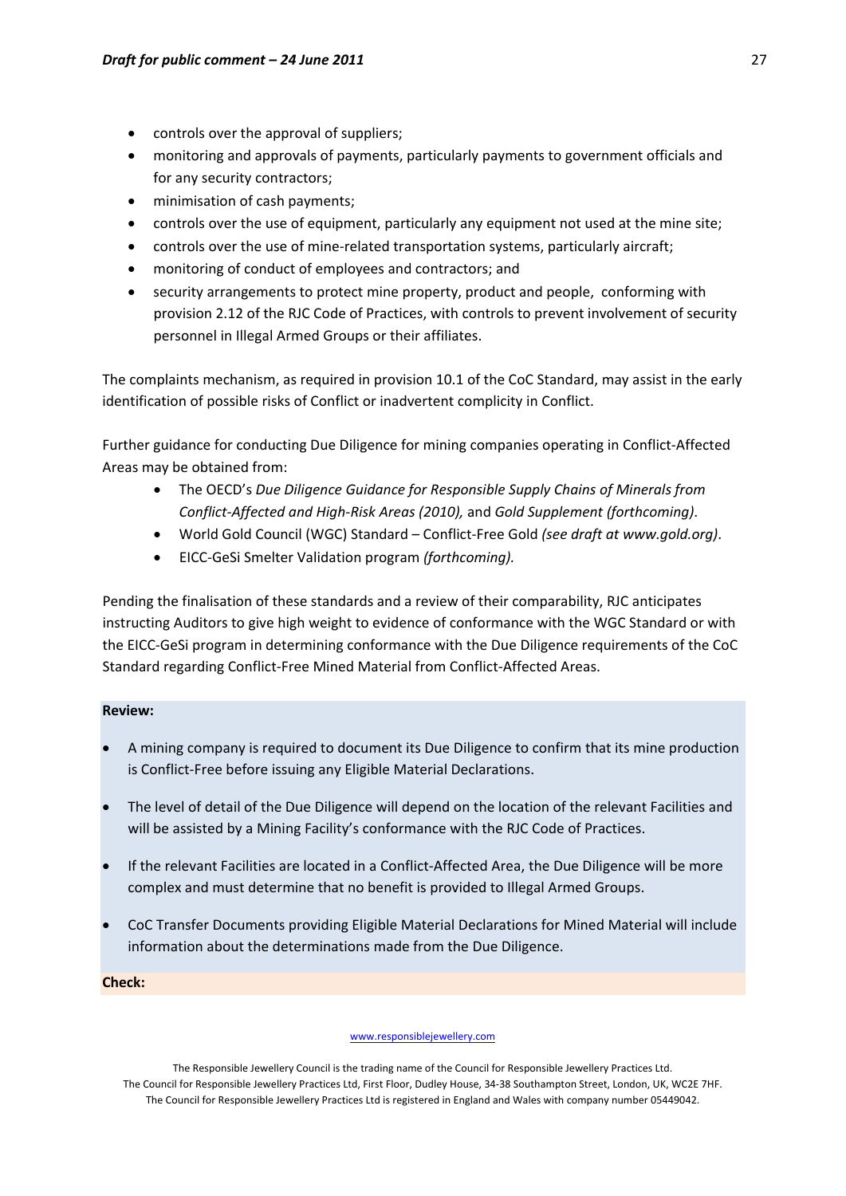- controls over the approval of suppliers;
- monitoring and approvals of payments, particularly payments to government officials and for any security contractors;
- minimisation of cash payments;
- controls over the use of equipment, particularly any equipment not used at the mine site;
- controls over the use of mine-related transportation systems, particularly aircraft;
- monitoring of conduct of employees and contractors; and
- security arrangements to protect mine property, product and people, conforming with provision 2.12 of the RJC Code of Practices, with controls to prevent involvement of security personnel in Illegal Armed Groups or their affiliates.

The complaints mechanism, as required in provision 10.1 of the CoC Standard, may assist in the early identification of possible risks of Conflict or inadvertent complicity in Conflict.

Further guidance for conducting Due Diligence for mining companies operating in Conflict-Affected Areas may be obtained from:

- The OECD's *Due Diligence Guidance for Responsible Supply Chains of Minerals from Conflict-Affected and High-Risk Areas (2010),* and *Gold Supplement (forthcoming)*.
- World Gold Council (WGC) Standard – Conflict-Free Gold *(see draft at www.gold.org)*.
- EICC-GeSi Smelter Validation program *(forthcoming).*

Pending the finalisation of these standards and a review of their comparability, RJC anticipates instructing Auditors to give high weight to evidence of conformance with the WGC Standard or with the EICC-GeSi program in determining conformance with the Due Diligence requirements of the CoC Standard regarding Conflict-Free Mined Material from Conflict-Affected Areas.

**Review:**

- A mining company is required to document its Due Diligence to confirm that its mine production is Conflict-Free before issuing any Eligible Material Declarations.
- The level of detail of the Due Diligence will depend on the location of the relevant Facilities and will be assisted by a Mining Facility's conformance with the RJC Code of Practices.
- If the relevant Facilities are located in a Conflict-Affected Area, the Due Diligence will be more complex and must determine that no benefit is provided to Illegal Armed Groups.
- CoC Transfer Documents providing Eligible Material Declarations for Mined Material will include information about the determinations made from the Due Diligence.

**Check:**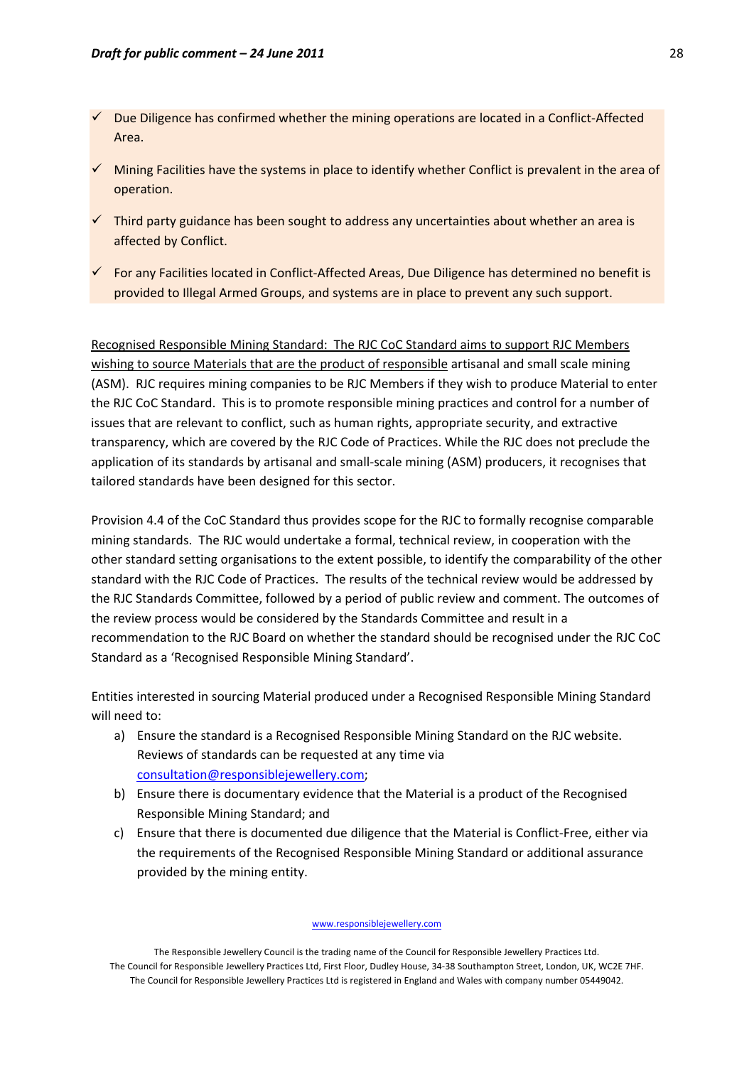- ✓ Due Diligence has confirmed whether the mining operations are located in a Conflict-Affected Area.
- ✓ Mining Facilities have the systems in place to identify whether Conflict is prevalent in the area of operation.
- ✓ Third party guidance has been sought to address any uncertainties about whether an area is affected by Conflict.
- ✓ For any Facilities located in Conflict-Affected Areas, Due Diligence has determined no benefit is provided to Illegal Armed Groups, and systems are in place to prevent any such support.

<u>Recognised Responsible Mining Standard: The RJC CoC Standard aims to support RJC Members wishing to source Materials that are the product of responsible</u> artisanal and small scale mining (ASM). RJC requires mining companies to be RJC Members if they wish to produce Material to enter the RJC CoC Standard. This is to promote responsible mining practices and control for a number of issues that are relevant to conflict, such as human rights, appropriate security, and extractive transparency, which are covered by the RJC Code of Practices. While the RJC does not preclude the application of its standards by artisanal and small-scale mining (ASM) producers, it recognises that tailored standards have been designed for this sector.

Provision 4.4 of the CoC Standard thus provides scope for the RJC to formally recognise comparable mining standards. The RJC would undertake a formal, technical review, in cooperation with the other standard setting organisations to the extent possible, to identify the comparability of the other standard with the RJC Code of Practices. The results of the technical review would be addressed by the RJC Standards Committee, followed by a period of public review and comment. The outcomes of the review process would be considered by the Standards Committee and result in a recommendation to the RJC Board on whether the standard should be recognised under the RJC CoC Standard as a 'Recognised Responsible Mining Standard'.

Entities interested in sourcing Material produced under a Recognised Responsible Mining Standard will need to:

a) Ensure the standard is a Recognised Responsible Mining Standard on the RJC website. Reviews of standards can be requested at any time via consultation@responsiblejewellery.com;
b) Ensure there is documentary evidence that the Material is a product of the Recognised Responsible Mining Standard; and
c) Ensure that there is documented due diligence that the Material is Conflict-Free, either via the requirements of the Recognised Responsible Mining Standard or additional assurance provided by the mining entity.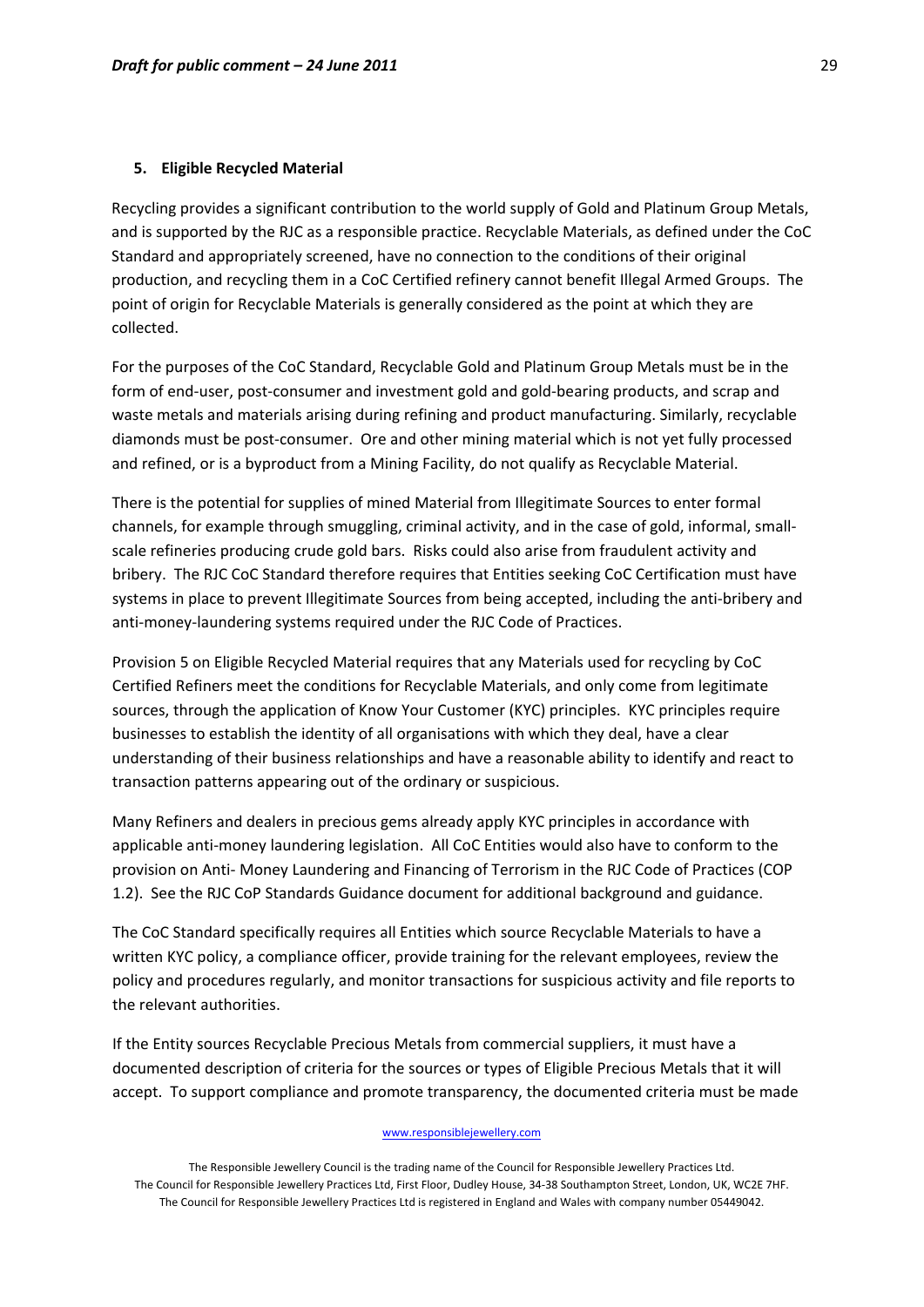### 5. Eligible Recycled Material

Recycling provides a significant contribution to the world supply of Gold and Platinum Group Metals, and is supported by the RJC as a responsible practice. Recyclable Materials, as defined under the CoC Standard and appropriately screened, have no connection to the conditions of their original production, and recycling them in a CoC Certified refinery cannot benefit Illegal Armed Groups. The point of origin for Recyclable Materials is generally considered as the point at which they are collected.

For the purposes of the CoC Standard, Recyclable Gold and Platinum Group Metals must be in the form of end-user, post-consumer and investment gold and gold-bearing products, and scrap and waste metals and materials arising during refining and product manufacturing. Similarly, recyclable diamonds must be post-consumer. Ore and other mining material which is not yet fully processed and refined, or is a byproduct from a Mining Facility, do not qualify as Recyclable Material.

There is the potential for supplies of mined Material from Illegitimate Sources to enter formal channels, for example through smuggling, criminal activity, and in the case of gold, informal, small-scale refineries producing crude gold bars. Risks could also arise from fraudulent activity and bribery. The RJC CoC Standard therefore requires that Entities seeking CoC Certification must have systems in place to prevent Illegitimate Sources from being accepted, including the anti-bribery and anti-money-laundering systems required under the RJC Code of Practices.

Provision 5 on Eligible Recycled Material requires that any Materials used for recycling by CoC Certified Refiners meet the conditions for Recyclable Materials, and only come from legitimate sources, through the application of Know Your Customer (KYC) principles. KYC principles require businesses to establish the identity of all organisations with which they deal, have a clear understanding of their business relationships and have a reasonable ability to identify and react to transaction patterns appearing out of the ordinary or suspicious.

Many Refiners and dealers in precious gems already apply KYC principles in accordance with applicable anti-money laundering legislation. All CoC Entities would also have to conform to the provision on Anti- Money Laundering and Financing of Terrorism in the RJC Code of Practices (COP 1.2). See the RJC CoP Standards Guidance document for additional background and guidance.

The CoC Standard specifically requires all Entities which source Recyclable Materials to have a written KYC policy, a compliance officer, provide training for the relevant employees, review the policy and procedures regularly, and monitor transactions for suspicious activity and file reports to the relevant authorities.

If the Entity sources Recyclable Precious Metals from commercial suppliers, it must have a documented description of criteria for the sources or types of Eligible Precious Metals that it will accept. To support compliance and promote transparency, the documented criteria must be made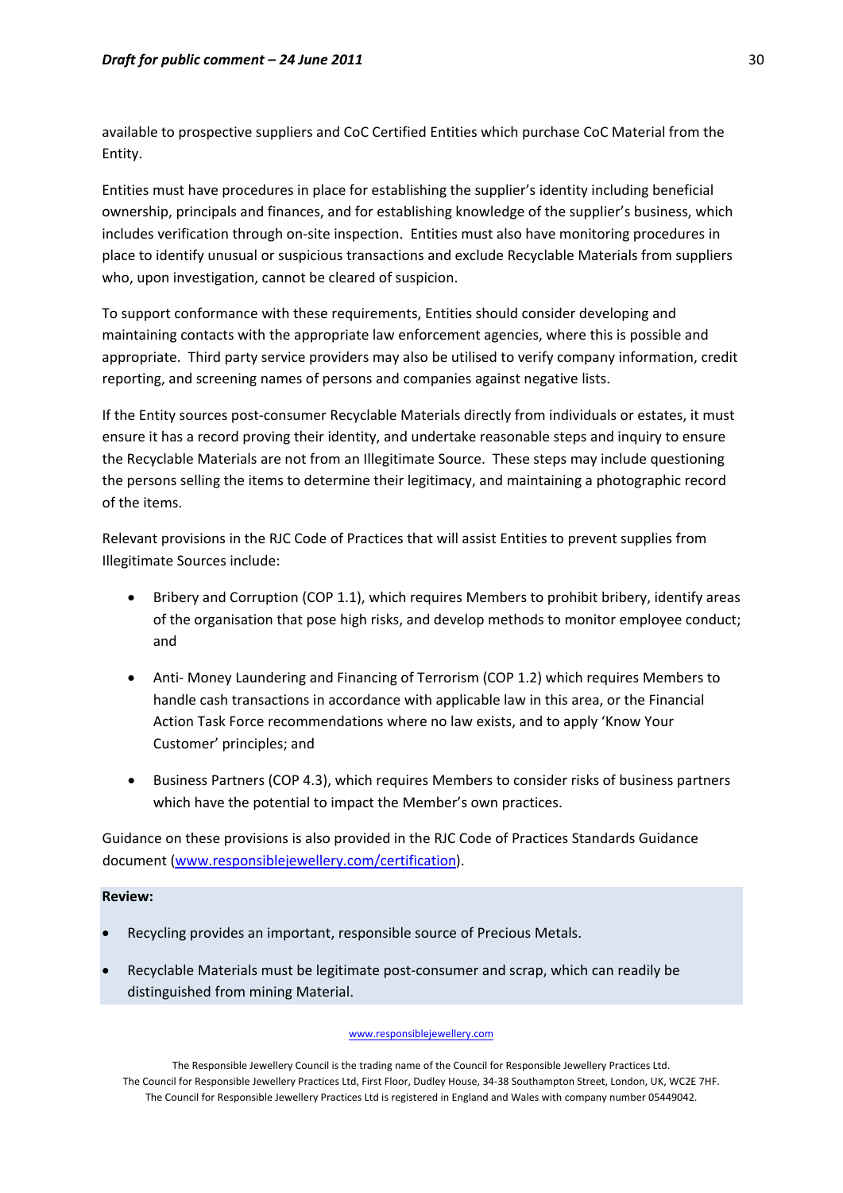available to prospective suppliers and CoC Certified Entities which purchase CoC Material from the Entity.

Entities must have procedures in place for establishing the supplier's identity including beneficial ownership, principals and finances, and for establishing knowledge of the supplier's business, which includes verification through on-site inspection. Entities must also have monitoring procedures in place to identify unusual or suspicious transactions and exclude Recyclable Materials from suppliers who, upon investigation, cannot be cleared of suspicion.

To support conformance with these requirements, Entities should consider developing and maintaining contacts with the appropriate law enforcement agencies, where this is possible and appropriate. Third party service providers may also be utilised to verify company information, credit reporting, and screening names of persons and companies against negative lists.

If the Entity sources post-consumer Recyclable Materials directly from individuals or estates, it must ensure it has a record proving their identity, and undertake reasonable steps and inquiry to ensure the Recyclable Materials are not from an Illegitimate Source. These steps may include questioning the persons selling the items to determine their legitimacy, and maintaining a photographic record of the items.

Relevant provisions in the RJC Code of Practices that will assist Entities to prevent supplies from Illegitimate Sources include:

- Bribery and Corruption (COP 1.1), which requires Members to prohibit bribery, identify areas of the organisation that pose high risks, and develop methods to monitor employee conduct; and
- Anti- Money Laundering and Financing of Terrorism (COP 1.2) which requires Members to handle cash transactions in accordance with applicable law in this area, or the Financial Action Task Force recommendations where no law exists, and to apply 'Know Your Customer' principles; and
- Business Partners (COP 4.3), which requires Members to consider risks of business partners which have the potential to impact the Member's own practices.

Guidance on these provisions is also provided in the RJC Code of Practices Standards Guidance document (www.responsiblejewellery.com/certification).

**Review:**

- Recycling provides an important, responsible source of Precious Metals.
- Recyclable Materials must be legitimate post-consumer and scrap, which can readily be distinguished from mining Material.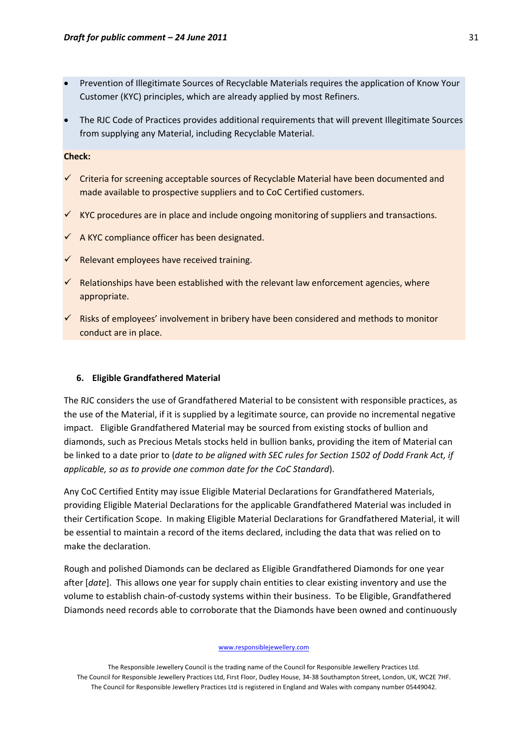- Prevention of Illegitimate Sources of Recyclable Materials requires the application of Know Your Customer (KYC) principles, which are already applied by most Refiners.
- The RJC Code of Practices provides additional requirements that will prevent Illegitimate Sources from supplying any Material, including Recyclable Material.

**Check:**

- ✓ Criteria for screening acceptable sources of Recyclable Material have been documented and made available to prospective suppliers and to CoC Certified customers.
- ✓ KYC procedures are in place and include ongoing monitoring of suppliers and transactions.
- ✓ A KYC compliance officer has been designated.
- ✓ Relevant employees have received training.
- ✓ Relationships have been established with the relevant law enforcement agencies, where appropriate.
- ✓ Risks of employees' involvement in bribery have been considered and methods to monitor conduct are in place.

### 6. Eligible Grandfathered Material

The RJC considers the use of Grandfathered Material to be consistent with responsible practices, as the use of the Material, if it is supplied by a legitimate source, can provide no incremental negative impact. Eligible Grandfathered Material may be sourced from existing stocks of bullion and diamonds, such as Precious Metals stocks held in bullion banks, providing the item of Material can be linked to a date prior to (*date to be aligned with SEC rules for Section 1502 of Dodd Frank Act, if applicable, so as to provide one common date for the CoC Standard*).

Any CoC Certified Entity may issue Eligible Material Declarations for Grandfathered Materials, providing Eligible Material Declarations for the applicable Grandfathered Material was included in their Certification Scope. In making Eligible Material Declarations for Grandfathered Material, it will be essential to maintain a record of the items declared, including the data that was relied on to make the declaration.

Rough and polished Diamonds can be declared as Eligible Grandfathered Diamonds for one year after [*date*]. This allows one year for supply chain entities to clear existing inventory and use the volume to establish chain-of-custody systems within their business. To be Eligible, Grandfathered Diamonds need records able to corroborate that the Diamonds have been owned and continuously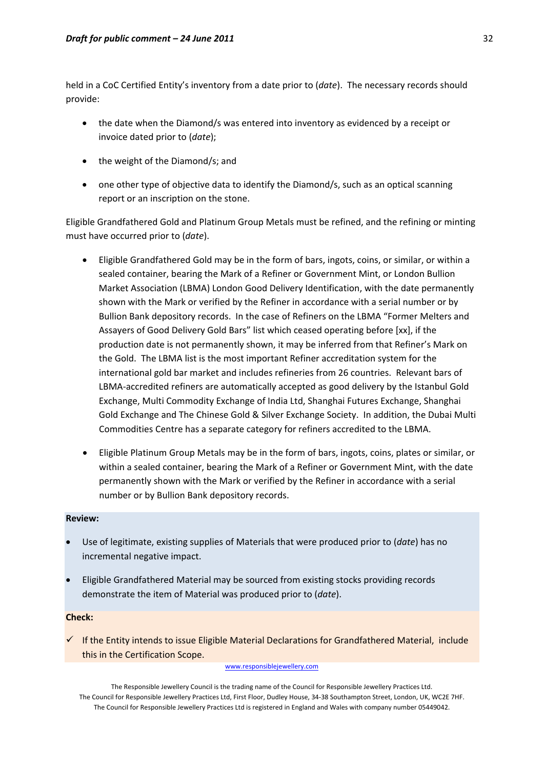held in a CoC Certified Entity's inventory from a date prior to (*date*). The necessary records should provide:

- the date when the Diamond/s was entered into inventory as evidenced by a receipt or invoice dated prior to (*date*);
- the weight of the Diamond/s; and
- one other type of objective data to identify the Diamond/s, such as an optical scanning report or an inscription on the stone.

Eligible Grandfathered Gold and Platinum Group Metals must be refined, and the refining or minting must have occurred prior to (*date*).

- Eligible Grandfathered Gold may be in the form of bars, ingots, coins, or similar, or within a sealed container, bearing the Mark of a Refiner or Government Mint, or London Bullion Market Association (LBMA) London Good Delivery Identification, with the date permanently shown with the Mark or verified by the Refiner in accordance with a serial number or by Bullion Bank depository records. In the case of Refiners on the LBMA "Former Melters and Assayers of Good Delivery Gold Bars" list which ceased operating before [xx], if the production date is not permanently shown, it may be inferred from that Refiner's Mark on the Gold. The LBMA list is the most important Refiner accreditation system for the international gold bar market and includes refineries from 26 countries. Relevant bars of LBMA-accredited refiners are automatically accepted as good delivery by the Istanbul Gold Exchange, Multi Commodity Exchange of India Ltd, Shanghai Futures Exchange, Shanghai Gold Exchange and The Chinese Gold & Silver Exchange Society. In addition, the Dubai Multi Commodities Centre has a separate category for refiners accredited to the LBMA.
- Eligible Platinum Group Metals may be in the form of bars, ingots, coins, plates or similar, or within a sealed container, bearing the Mark of a Refiner or Government Mint, with the date permanently shown with the Mark or verified by the Refiner in accordance with a serial number or by Bullion Bank depository records.

**Review:**

- Use of legitimate, existing supplies of Materials that were produced prior to (*date*) has no incremental negative impact.
- Eligible Grandfathered Material may be sourced from existing stocks providing records demonstrate the item of Material was produced prior to (*date*).

**Check:**

✓ If the Entity intends to issue Eligible Material Declarations for Grandfathered Material, include this in the Certification Scope.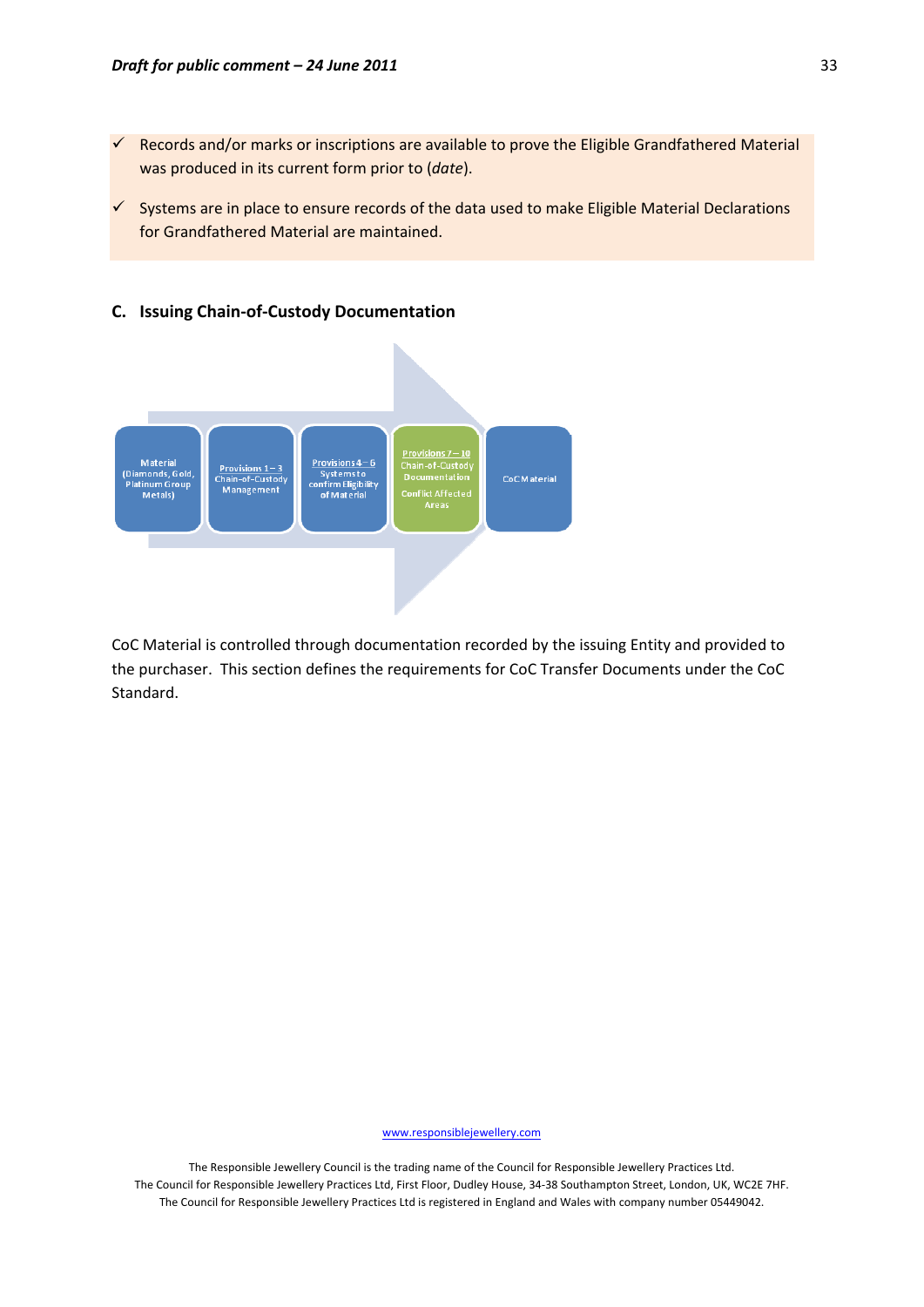- ✓ Records and/or marks or inscriptions are available to prove the Eligible Grandfathered Material was produced in its current form prior to (*date*).
- ✓ Systems are in place to ensure records of the data used to make Eligible Material Declarations for Grandfathered Material are maintained.

## C. Issuing Chain-of-Custody Documentation

Material (Diamonds, Gold, Platinum Group Metals) → Provisions 1 – 3 Chain-of-Custody Management → Provisions 4 – 6 Systems to confirm Eligibility of Material → Provisions 7 – 10 Chain-of-Custody Documentation Conflict Affected Areas → CoC Material

CoC Material is controlled through documentation recorded by the issuing Entity and provided to the purchaser. This section defines the requirements for CoC Transfer Documents under the CoC Standard.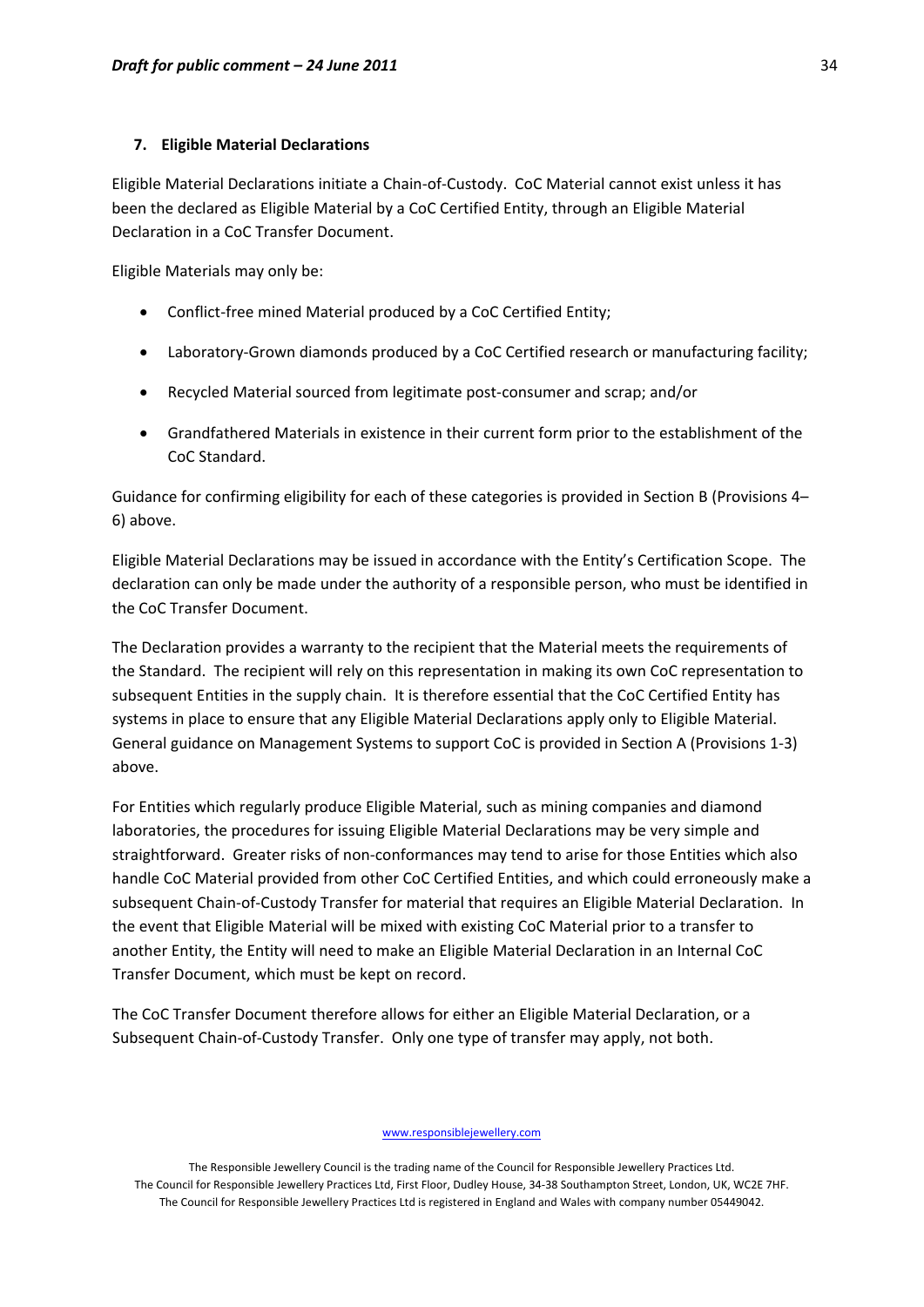### 7. Eligible Material Declarations

Eligible Material Declarations initiate a Chain-of-Custody. CoC Material cannot exist unless it has been the declared as Eligible Material by a CoC Certified Entity, through an Eligible Material Declaration in a CoC Transfer Document.

Eligible Materials may only be:

- Conflict-free mined Material produced by a CoC Certified Entity;
- Laboratory-Grown diamonds produced by a CoC Certified research or manufacturing facility;
- Recycled Material sourced from legitimate post-consumer and scrap; and/or
- Grandfathered Materials in existence in their current form prior to the establishment of the CoC Standard.

Guidance for confirming eligibility for each of these categories is provided in Section B (Provisions 4–6) above.

Eligible Material Declarations may be issued in accordance with the Entity's Certification Scope. The declaration can only be made under the authority of a responsible person, who must be identified in the CoC Transfer Document.

The Declaration provides a warranty to the recipient that the Material meets the requirements of the Standard. The recipient will rely on this representation in making its own CoC representation to subsequent Entities in the supply chain. It is therefore essential that the CoC Certified Entity has systems in place to ensure that any Eligible Material Declarations apply only to Eligible Material. General guidance on Management Systems to support CoC is provided in Section A (Provisions 1-3) above.

For Entities which regularly produce Eligible Material, such as mining companies and diamond laboratories, the procedures for issuing Eligible Material Declarations may be very simple and straightforward. Greater risks of non-conformances may tend to arise for those Entities which also handle CoC Material provided from other CoC Certified Entities, and which could erroneously make a subsequent Chain-of-Custody Transfer for material that requires an Eligible Material Declaration. In the event that Eligible Material will be mixed with existing CoC Material prior to a transfer to another Entity, the Entity will need to make an Eligible Material Declaration in an Internal CoC Transfer Document, which must be kept on record.

The CoC Transfer Document therefore allows for either an Eligible Material Declaration, or a Subsequent Chain-of-Custody Transfer. Only one type of transfer may apply, not both.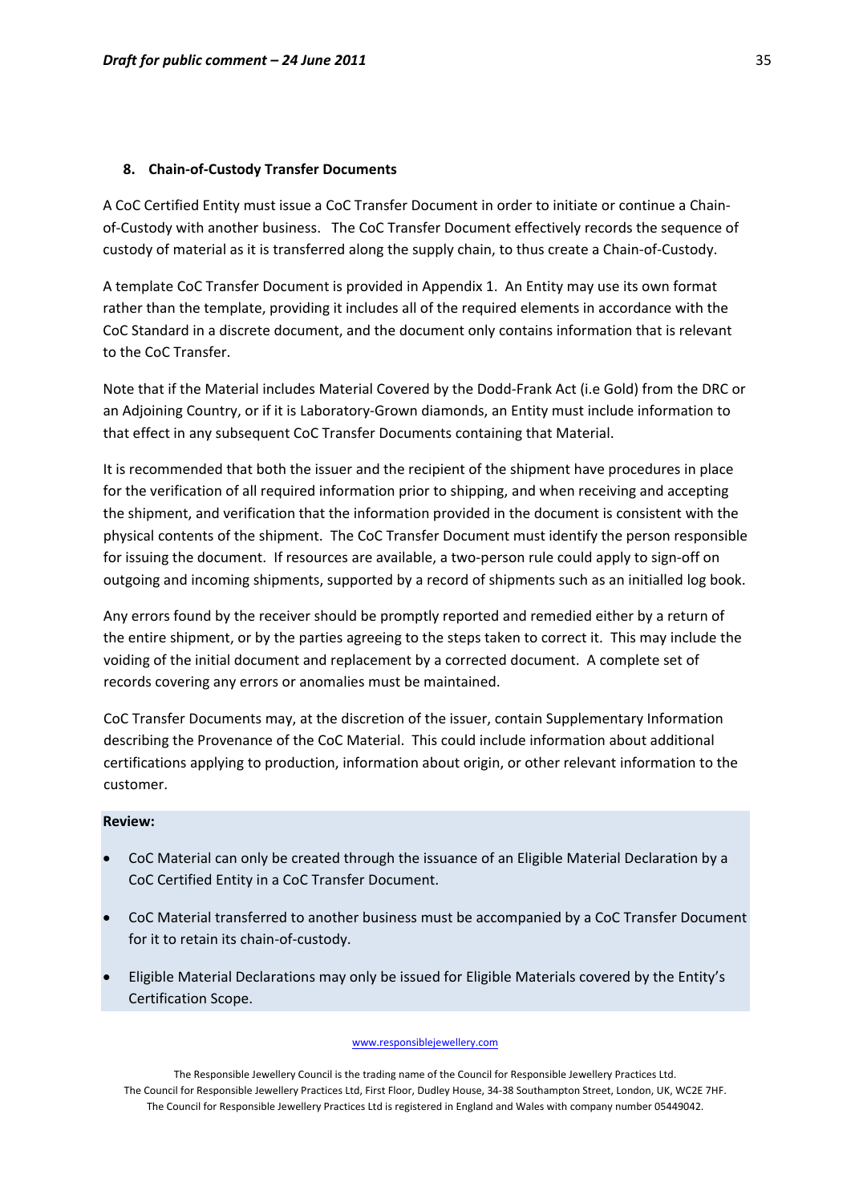## 8. Chain-of-Custody Transfer Documents

A CoC Certified Entity must issue a CoC Transfer Document in order to initiate or continue a Chain-of-Custody with another business. The CoC Transfer Document effectively records the sequence of custody of material as it is transferred along the supply chain, to thus create a Chain-of-Custody.

A template CoC Transfer Document is provided in Appendix 1. An Entity may use its own format rather than the template, providing it includes all of the required elements in accordance with the CoC Standard in a discrete document, and the document only contains information that is relevant to the CoC Transfer.

Note that if the Material includes Material Covered by the Dodd-Frank Act (i.e Gold) from the DRC or an Adjoining Country, or if it is Laboratory-Grown diamonds, an Entity must include information to that effect in any subsequent CoC Transfer Documents containing that Material.

It is recommended that both the issuer and the recipient of the shipment have procedures in place for the verification of all required information prior to shipping, and when receiving and accepting the shipment, and verification that the information provided in the document is consistent with the physical contents of the shipment. The CoC Transfer Document must identify the person responsible for issuing the document. If resources are available, a two-person rule could apply to sign-off on outgoing and incoming shipments, supported by a record of shipments such as an initialled log book.

Any errors found by the receiver should be promptly reported and remedied either by a return of the entire shipment, or by the parties agreeing to the steps taken to correct it. This may include the voiding of the initial document and replacement by a corrected document. A complete set of records covering any errors or anomalies must be maintained.

CoC Transfer Documents may, at the discretion of the issuer, contain Supplementary Information describing the Provenance of the CoC Material. This could include information about additional certifications applying to production, information about origin, or other relevant information to the customer.

**Review:**

- CoC Material can only be created through the issuance of an Eligible Material Declaration by a CoC Certified Entity in a CoC Transfer Document.
- CoC Material transferred to another business must be accompanied by a CoC Transfer Document for it to retain its chain-of-custody.
- Eligible Material Declarations may only be issued for Eligible Materials covered by the Entity's Certification Scope.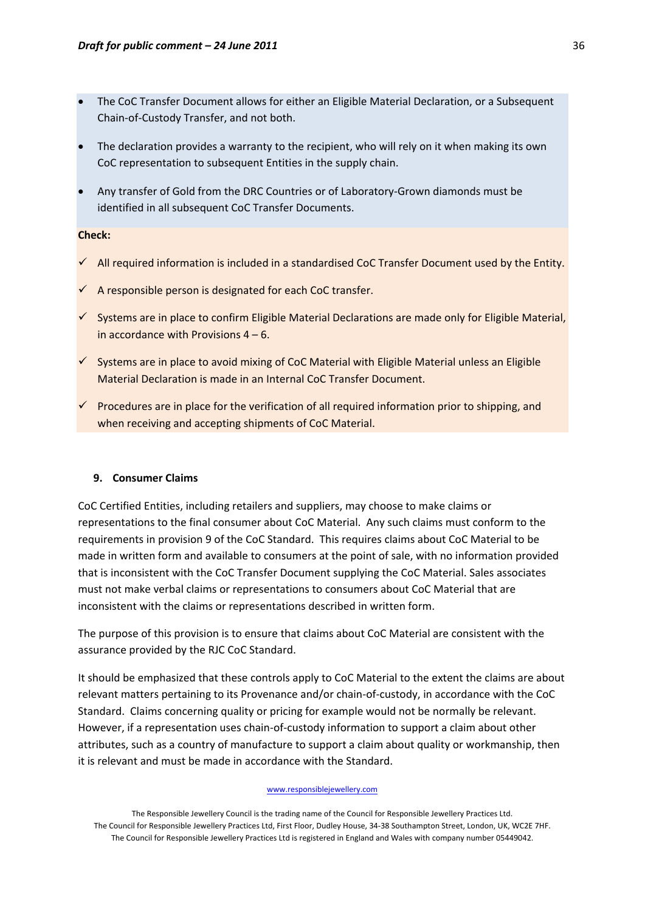- The CoC Transfer Document allows for either an Eligible Material Declaration, or a Subsequent Chain-of-Custody Transfer, and not both.
- The declaration provides a warranty to the recipient, who will rely on it when making its own CoC representation to subsequent Entities in the supply chain.
- Any transfer of Gold from the DRC Countries or of Laboratory-Grown diamonds must be identified in all subsequent CoC Transfer Documents.

**Check:**

- ✓ All required information is included in a standardised CoC Transfer Document used by the Entity.
- ✓ A responsible person is designated for each CoC transfer.
- ✓ Systems are in place to confirm Eligible Material Declarations are made only for Eligible Material, in accordance with Provisions 4 – 6.
- ✓ Systems are in place to avoid mixing of CoC Material with Eligible Material unless an Eligible Material Declaration is made in an Internal CoC Transfer Document.
- ✓ Procedures are in place for the verification of all required information prior to shipping, and when receiving and accepting shipments of CoC Material.

### 9. Consumer Claims

CoC Certified Entities, including retailers and suppliers, may choose to make claims or representations to the final consumer about CoC Material. Any such claims must conform to the requirements in provision 9 of the CoC Standard. This requires claims about CoC Material to be made in written form and available to consumers at the point of sale, with no information provided that is inconsistent with the CoC Transfer Document supplying the CoC Material. Sales associates must not make verbal claims or representations to consumers about CoC Material that are inconsistent with the claims or representations described in written form.

The purpose of this provision is to ensure that claims about CoC Material are consistent with the assurance provided by the RJC CoC Standard.

It should be emphasized that these controls apply to CoC Material to the extent the claims are about relevant matters pertaining to its Provenance and/or chain-of-custody, in accordance with the CoC Standard. Claims concerning quality or pricing for example would not be normally be relevant. However, if a representation uses chain-of-custody information to support a claim about other attributes, such as a country of manufacture to support a claim about quality or workmanship, then it is relevant and must be made in accordance with the Standard.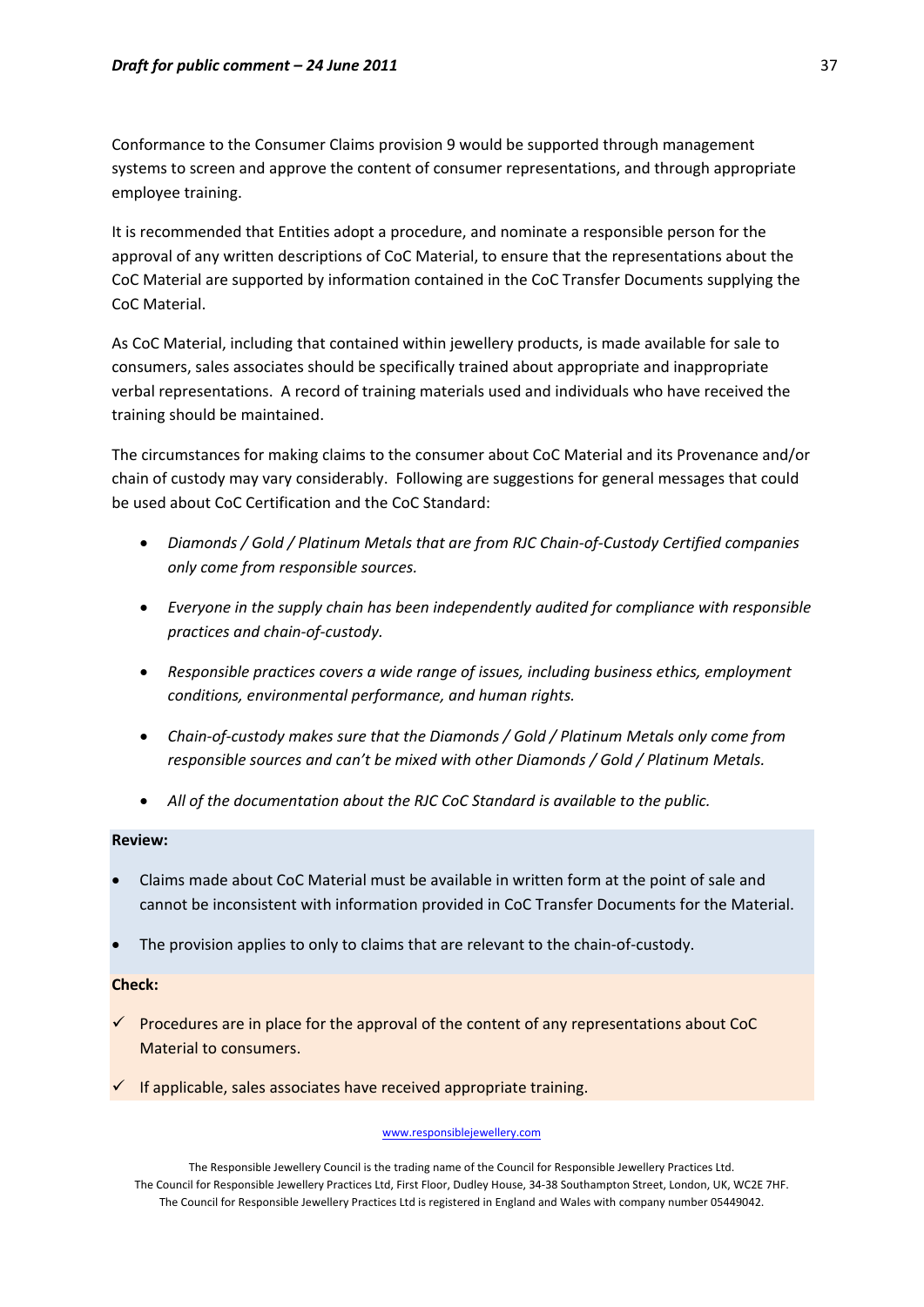Conformance to the Consumer Claims provision 9 would be supported through management systems to screen and approve the content of consumer representations, and through appropriate employee training.

It is recommended that Entities adopt a procedure, and nominate a responsible person for the approval of any written descriptions of CoC Material, to ensure that the representations about the CoC Material are supported by information contained in the CoC Transfer Documents supplying the CoC Material.

As CoC Material, including that contained within jewellery products, is made available for sale to consumers, sales associates should be specifically trained about appropriate and inappropriate verbal representations. A record of training materials used and individuals who have received the training should be maintained.

The circumstances for making claims to the consumer about CoC Material and its Provenance and/or chain of custody may vary considerably. Following are suggestions for general messages that could be used about CoC Certification and the CoC Standard:

- *Diamonds / Gold / Platinum Metals that are from RJC Chain-of-Custody Certified companies only come from responsible sources.*
- *Everyone in the supply chain has been independently audited for compliance with responsible practices and chain-of-custody.*
- *Responsible practices covers a wide range of issues, including business ethics, employment conditions, environmental performance, and human rights.*
- *Chain-of-custody makes sure that the Diamonds / Gold / Platinum Metals only come from responsible sources and can't be mixed with other Diamonds / Gold / Platinum Metals.*
- *All of the documentation about the RJC CoC Standard is available to the public.*

**Review:**

- Claims made about CoC Material must be available in written form at the point of sale and cannot be inconsistent with information provided in CoC Transfer Documents for the Material.
- The provision applies to only to claims that are relevant to the chain-of-custody.

**Check:**

- ✓ Procedures are in place for the approval of the content of any representations about CoC Material to consumers.
- ✓ If applicable, sales associates have received appropriate training.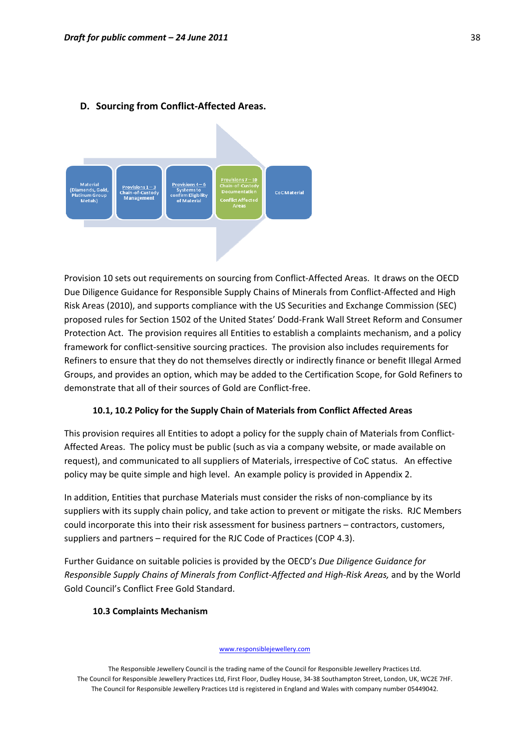## D. Sourcing from Conflict-Affected Areas.

Material (Diamonds, Gold, Platinum Group Metals) → Provisions 1 – 3 Chain-of-Custody Management → Provisions 4 – 6 Systems to confirm Eligibility of Material → Provisions 7 – 10 Chain-of-Custody Documentation Conflict Affected Areas → CoC Material

Provision 10 sets out requirements on sourcing from Conflict-Affected Areas. It draws on the OECD Due Diligence Guidance for Responsible Supply Chains of Minerals from Conflict-Affected and High Risk Areas (2010), and supports compliance with the US Securities and Exchange Commission (SEC) proposed rules for Section 1502 of the United States' Dodd-Frank Wall Street Reform and Consumer Protection Act. The provision requires all Entities to establish a complaints mechanism, and a policy framework for conflict-sensitive sourcing practices. The provision also includes requirements for Refiners to ensure that they do not themselves directly or indirectly finance or benefit Illegal Armed Groups, and provides an option, which may be added to the Certification Scope, for Gold Refiners to demonstrate that all of their sources of Gold are Conflict-free.

### 10.1, 10.2 Policy for the Supply Chain of Materials from Conflict Affected Areas

This provision requires all Entities to adopt a policy for the supply chain of Materials from Conflict-Affected Areas. The policy must be public (such as via a company website, or made available on request), and communicated to all suppliers of Materials, irrespective of CoC status. An effective policy may be quite simple and high level. An example policy is provided in Appendix 2.

In addition, Entities that purchase Materials must consider the risks of non-compliance by its suppliers with its supply chain policy, and take action to prevent or mitigate the risks. RJC Members could incorporate this into their risk assessment for business partners – contractors, customers, suppliers and partners – required for the RJC Code of Practices (COP 4.3).

Further Guidance on suitable policies is provided by the OECD's *Due Diligence Guidance for Responsible Supply Chains of Minerals from Conflict-Affected and High-Risk Areas,* and by the World Gold Council's Conflict Free Gold Standard.

### 10.3 Complaints Mechanism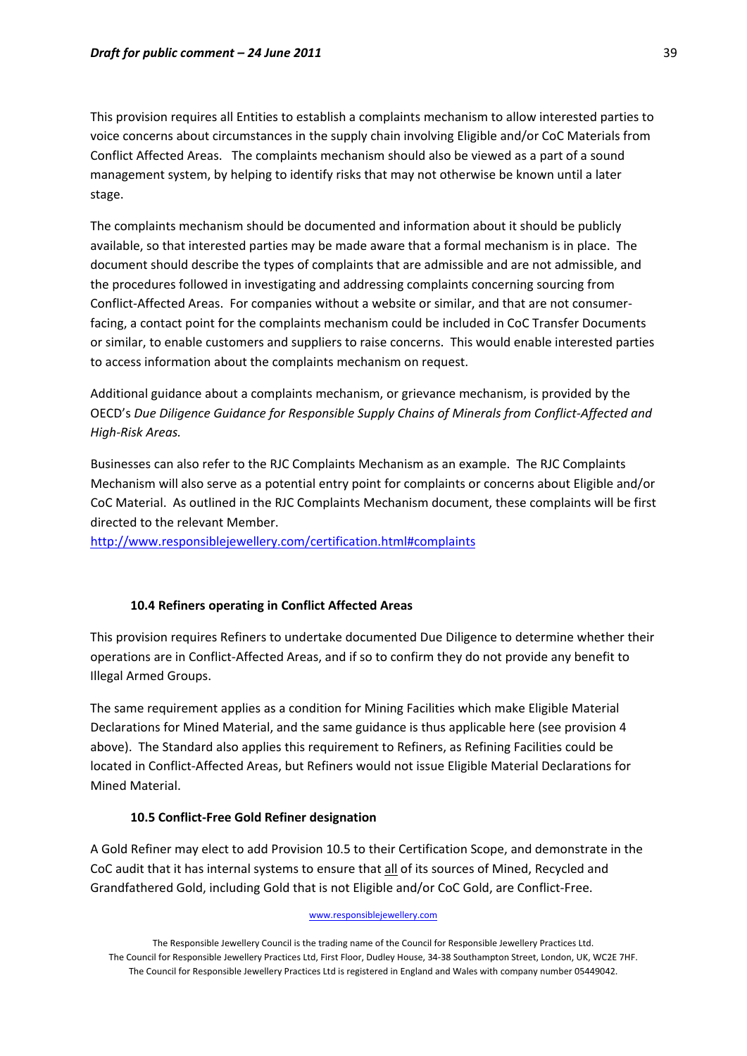This provision requires all Entities to establish a complaints mechanism to allow interested parties to voice concerns about circumstances in the supply chain involving Eligible and/or CoC Materials from Conflict Affected Areas. The complaints mechanism should also be viewed as a part of a sound management system, by helping to identify risks that may not otherwise be known until a later stage.

The complaints mechanism should be documented and information about it should be publicly available, so that interested parties may be made aware that a formal mechanism is in place. The document should describe the types of complaints that are admissible and are not admissible, and the procedures followed in investigating and addressing complaints concerning sourcing from Conflict-Affected Areas. For companies without a website or similar, and that are not consumer-facing, a contact point for the complaints mechanism could be included in CoC Transfer Documents or similar, to enable customers and suppliers to raise concerns. This would enable interested parties to access information about the complaints mechanism on request.

Additional guidance about a complaints mechanism, or grievance mechanism, is provided by the OECD's *Due Diligence Guidance for Responsible Supply Chains of Minerals from Conflict-Affected and High-Risk Areas.*

Businesses can also refer to the RJC Complaints Mechanism as an example. The RJC Complaints Mechanism will also serve as a potential entry point for complaints or concerns about Eligible and/or CoC Material. As outlined in the RJC Complaints Mechanism document, these complaints will be first directed to the relevant Member.
http://www.responsiblejewellery.com/certification.html#complaints

### 10.4 Refiners operating in Conflict Affected Areas

This provision requires Refiners to undertake documented Due Diligence to determine whether their operations are in Conflict-Affected Areas, and if so to confirm they do not provide any benefit to Illegal Armed Groups.

The same requirement applies as a condition for Mining Facilities which make Eligible Material Declarations for Mined Material, and the same guidance is thus applicable here (see provision 4 above). The Standard also applies this requirement to Refiners, as Refining Facilities could be located in Conflict-Affected Areas, but Refiners would not issue Eligible Material Declarations for Mined Material.

### 10.5 Conflict-Free Gold Refiner designation

A Gold Refiner may elect to add Provision 10.5 to their Certification Scope, and demonstrate in the CoC audit that it has internal systems to ensure that all of its sources of Mined, Recycled and Grandfathered Gold, including Gold that is not Eligible and/or CoC Gold, are Conflict-Free.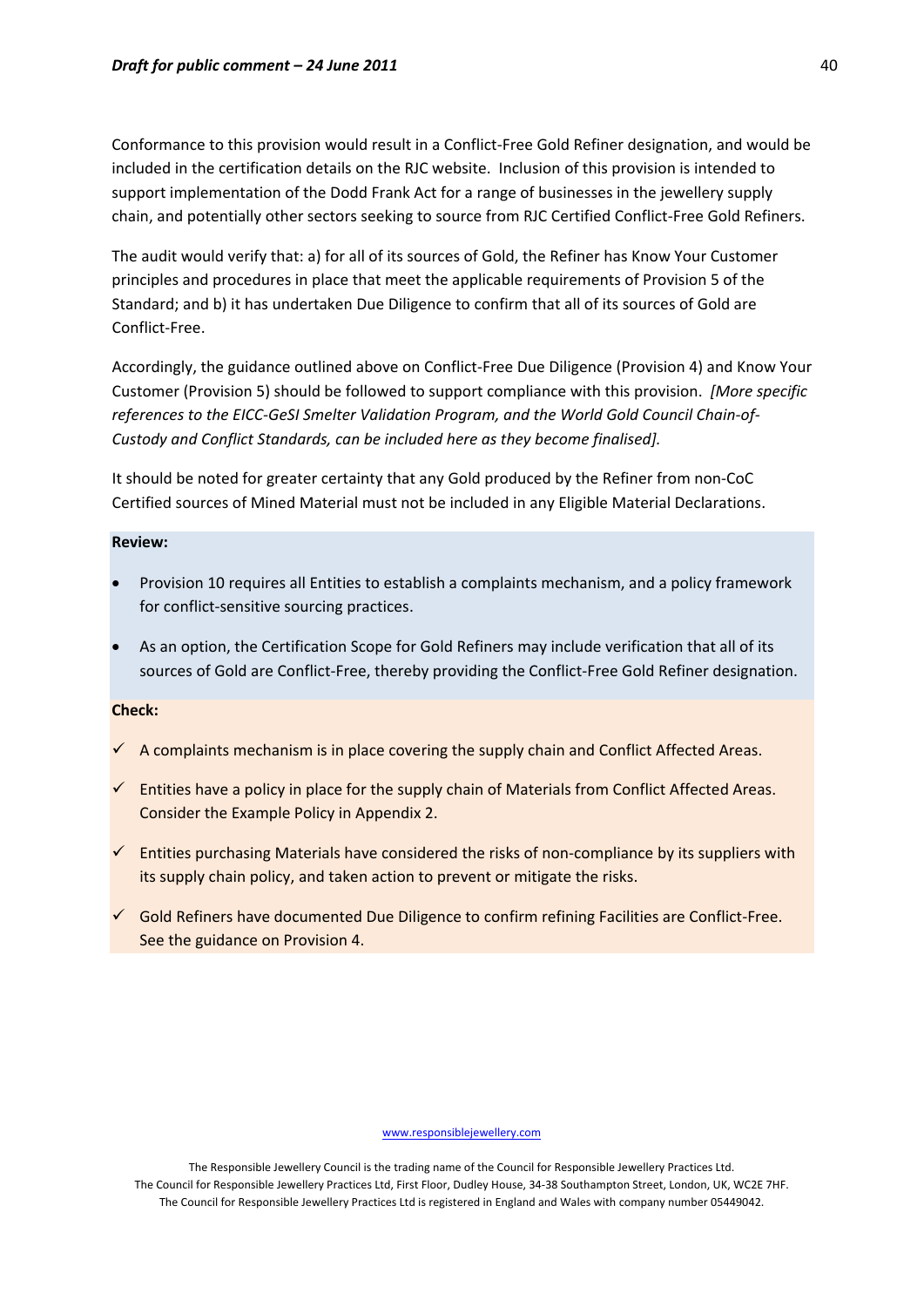Conformance to this provision would result in a Conflict-Free Gold Refiner designation, and would be included in the certification details on the RJC website. Inclusion of this provision is intended to support implementation of the Dodd Frank Act for a range of businesses in the jewellery supply chain, and potentially other sectors seeking to source from RJC Certified Conflict-Free Gold Refiners.

The audit would verify that: a) for all of its sources of Gold, the Refiner has Know Your Customer principles and procedures in place that meet the applicable requirements of Provision 5 of the Standard; and b) it has undertaken Due Diligence to confirm that all of its sources of Gold are Conflict-Free.

Accordingly, the guidance outlined above on Conflict-Free Due Diligence (Provision 4) and Know Your Customer (Provision 5) should be followed to support compliance with this provision. *[More specific references to the EICC-GeSI Smelter Validation Program, and the World Gold Council Chain-of-Custody and Conflict Standards, can be included here as they become finalised].*

It should be noted for greater certainty that any Gold produced by the Refiner from non-CoC Certified sources of Mined Material must not be included in any Eligible Material Declarations.

**Review:**

- Provision 10 requires all Entities to establish a complaints mechanism, and a policy framework for conflict-sensitive sourcing practices.
- As an option, the Certification Scope for Gold Refiners may include verification that all of its sources of Gold are Conflict-Free, thereby providing the Conflict-Free Gold Refiner designation.

**Check:**

- ✓ A complaints mechanism is in place covering the supply chain and Conflict Affected Areas.
- ✓ Entities have a policy in place for the supply chain of Materials from Conflict Affected Areas. Consider the Example Policy in Appendix 2.
- ✓ Entities purchasing Materials have considered the risks of non-compliance by its suppliers with its supply chain policy, and taken action to prevent or mitigate the risks.
- ✓ Gold Refiners have documented Due Diligence to confirm refining Facilities are Conflict-Free. See the guidance on Provision 4.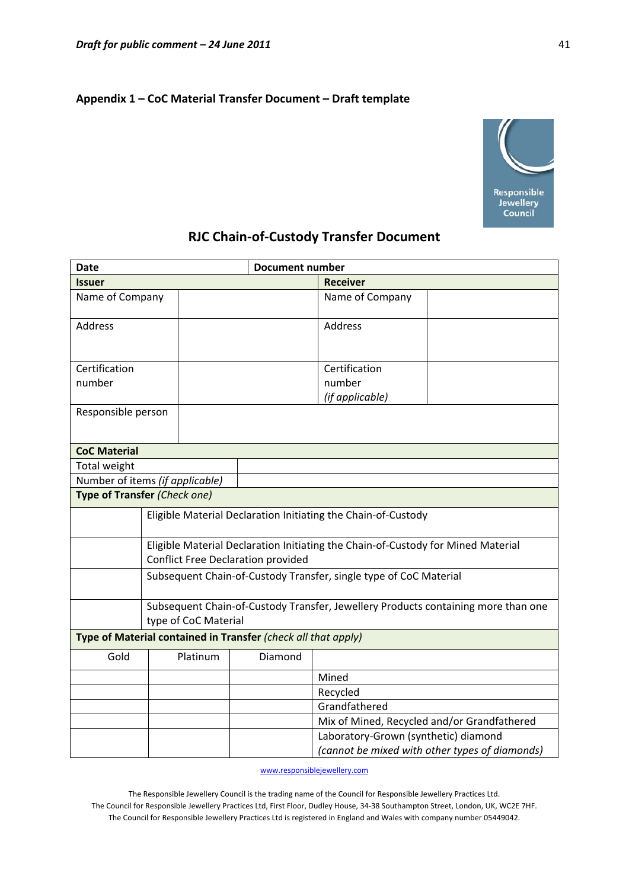## Appendix 1 – CoC Material Transfer Document – Draft template

Responsible Jewellery Council

### RJC Chain-of-Custody Transfer Document

| **Date** | | **Document number** | |
|---|---|---|---|
| **Issuer** | | **Receiver** | |
| Name of Company | | Name of Company | |
| Address | | Address | |
| Certification number | | Certification number *(if applicable)* | |
| Responsible person | | | |

| **CoC Material** | |
|---|---|
| Total weight | |
| Number of items *(if applicable)* | |

| **Type of Transfer** *(Check one)* | |
|---|---|
| | Eligible Material Declaration Initiating the Chain-of-Custody |
| | Eligible Material Declaration Initiating the Chain-of-Custody for Mined Material Conflict Free Declaration provided |
| | Subsequent Chain-of-Custody Transfer, single type of CoC Material |
| | Subsequent Chain-of-Custody Transfer, Jewellery Products containing more than one type of CoC Material |

| **Type of Material contained in Transfer** *(check all that apply)* | | | |
|---|---|---|---|
| Gold | Platinum | Diamond | |
| | | | Mined |
| | | | Recycled |
| | | | Grandfathered |
| | | | Mix of Mined, Recycled and/or Grandfathered |
| | | | Laboratory-Grown (synthetic) diamond *(cannot be mixed with other types of diamonds)* |

www.responsiblejewellery.com

The Responsible Jewellery Council is the trading name of the Council for Responsible Jewellery Practices Ltd.
The Council for Responsible Jewellery Practices Ltd, First Floor, Dudley House, 34-38 Southampton Street, London, UK, WC2E 7HF.
The Council for Responsible Jewellery Practices Ltd is registered in England and Wales with company number 05449042.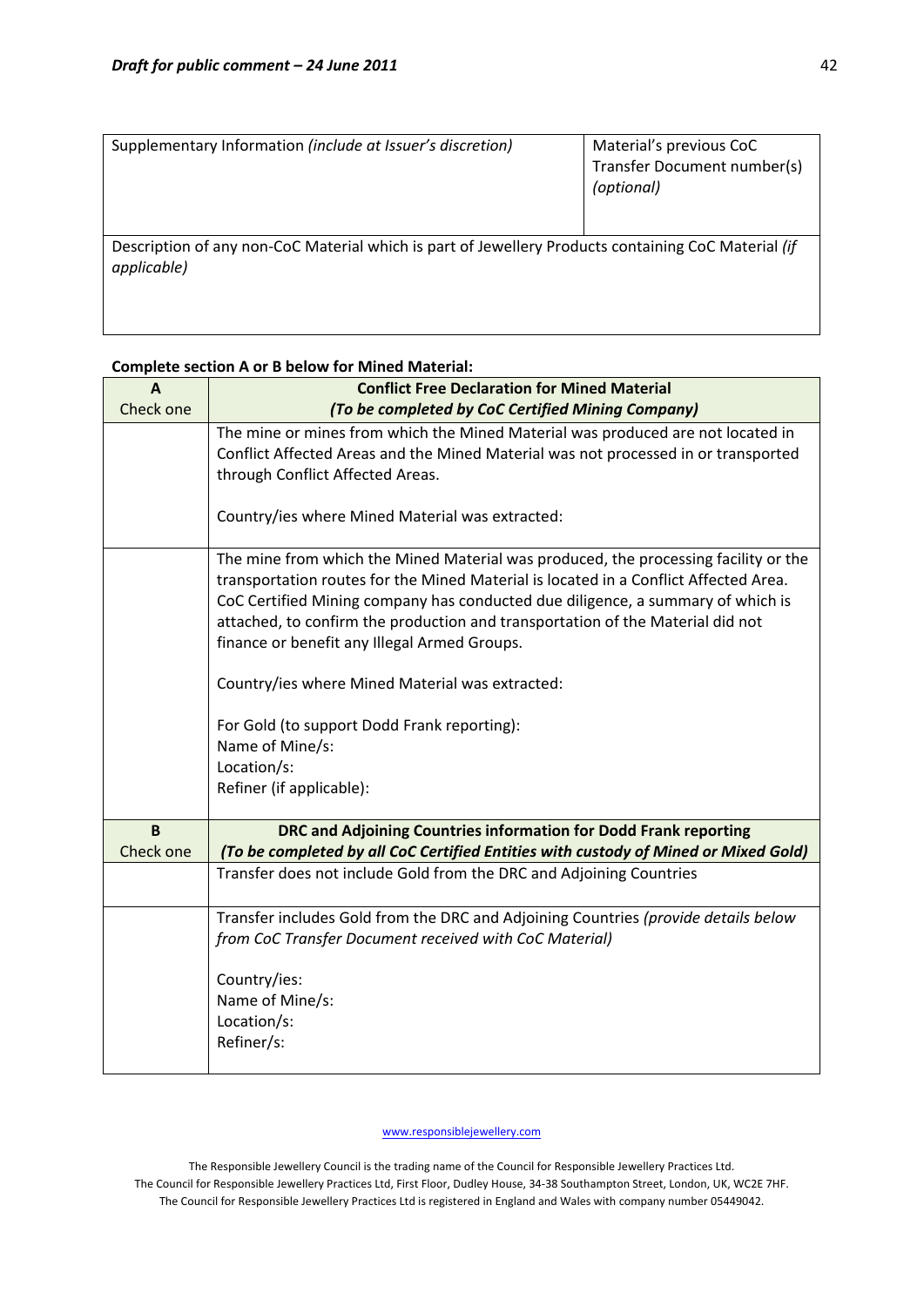| Supplementary Information *(include at Issuer's discretion)* | Material's previous CoC Transfer Document number(s) *(optional)* |
|---|---|
| Description of any non-CoC Material which is part of Jewellery Products containing CoC Material *(if applicable)* | |

**Complete section A or B below for Mined Material:**

| **A**<br>Check one | **Conflict Free Declaration for Mined Material**<br>***(To be completed by CoC Certified Mining Company)*** |
|---|---|
| | The mine or mines from which the Mined Material was produced are not located in Conflict Affected Areas and the Mined Material was not processed in or transported through Conflict Affected Areas.<br><br>Country/ies where Mined Material was extracted: |
| | The mine from which the Mined Material was produced, the processing facility or the transportation routes for the Mined Material is located in a Conflict Affected Area. CoC Certified Mining company has conducted due diligence, a summary of which is attached, to confirm the production and transportation of the Material did not finance or benefit any Illegal Armed Groups.<br><br>Country/ies where Mined Material was extracted:<br><br>For Gold (to support Dodd Frank reporting):<br>Name of Mine/s:<br>Location/s:<br>Refiner (if applicable): |
| **B**<br>Check one | **DRC and Adjoining Countries information for Dodd Frank reporting**<br>***(To be completed by all CoC Certified Entities with custody of Mined or Mixed Gold)*** |
| | Transfer does not include Gold from the DRC and Adjoining Countries |
| | Transfer includes Gold from the DRC and Adjoining Countries *(provide details below from CoC Transfer Document received with CoC Material)*<br><br>Country/ies:<br>Name of Mine/s:<br>Location/s:<br>Refiner/s: |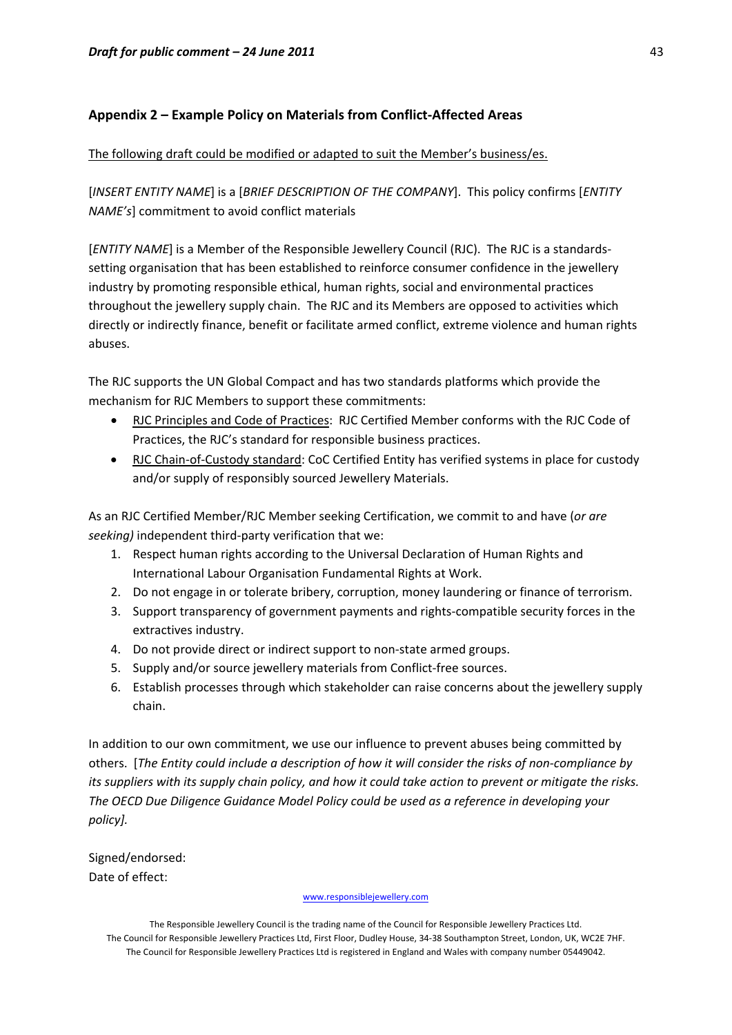## Appendix 2 – Example Policy on Materials from Conflict-Affected Areas

The following draft could be modified or adapted to suit the Member's business/es.

[*INSERT ENTITY NAME*] is a [*BRIEF DESCRIPTION OF THE COMPANY*]. This policy confirms [*ENTITY NAME's*] commitment to avoid conflict materials

[*ENTITY NAME*] is a Member of the Responsible Jewellery Council (RJC). The RJC is a standards-setting organisation that has been established to reinforce consumer confidence in the jewellery industry by promoting responsible ethical, human rights, social and environmental practices throughout the jewellery supply chain. The RJC and its Members are opposed to activities which directly or indirectly finance, benefit or facilitate armed conflict, extreme violence and human rights abuses.

The RJC supports the UN Global Compact and has two standards platforms which provide the mechanism for RJC Members to support these commitments:

- RJC Principles and Code of Practices: RJC Certified Member conforms with the RJC Code of Practices, the RJC's standard for responsible business practices.
- RJC Chain-of-Custody standard: CoC Certified Entity has verified systems in place for custody and/or supply of responsibly sourced Jewellery Materials.

As an RJC Certified Member/RJC Member seeking Certification, we commit to and have (*or are seeking)* independent third-party verification that we:

1. Respect human rights according to the Universal Declaration of Human Rights and International Labour Organisation Fundamental Rights at Work.
2. Do not engage in or tolerate bribery, corruption, money laundering or finance of terrorism.
3. Support transparency of government payments and rights-compatible security forces in the extractives industry.
4. Do not provide direct or indirect support to non-state armed groups.
5. Supply and/or source jewellery materials from Conflict-free sources.
6. Establish processes through which stakeholder can raise concerns about the jewellery supply chain.

In addition to our own commitment, we use our influence to prevent abuses being committed by others. [*The Entity could include a description of how it will consider the risks of non-compliance by its suppliers with its supply chain policy, and how it could take action to prevent or mitigate the risks. The OECD Due Diligence Guidance Model Policy could be used as a reference in developing your policy].*

Signed/endorsed:
Date of effect: